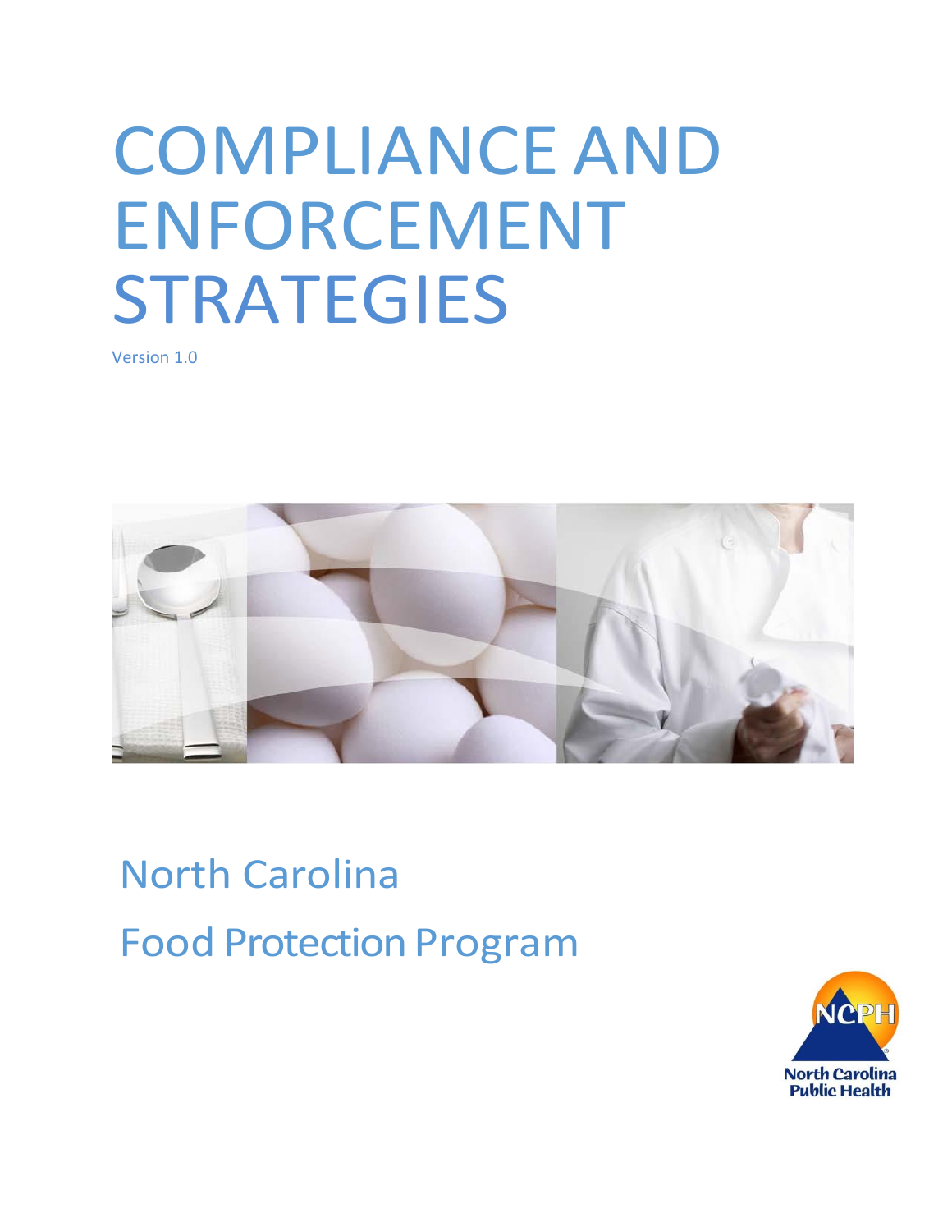# COMPLIANCE AND ENFORCEMENT STRATEGIES

Version 1.0

North Carolina

Food Protection Program

NCPH

North Carolina Public Health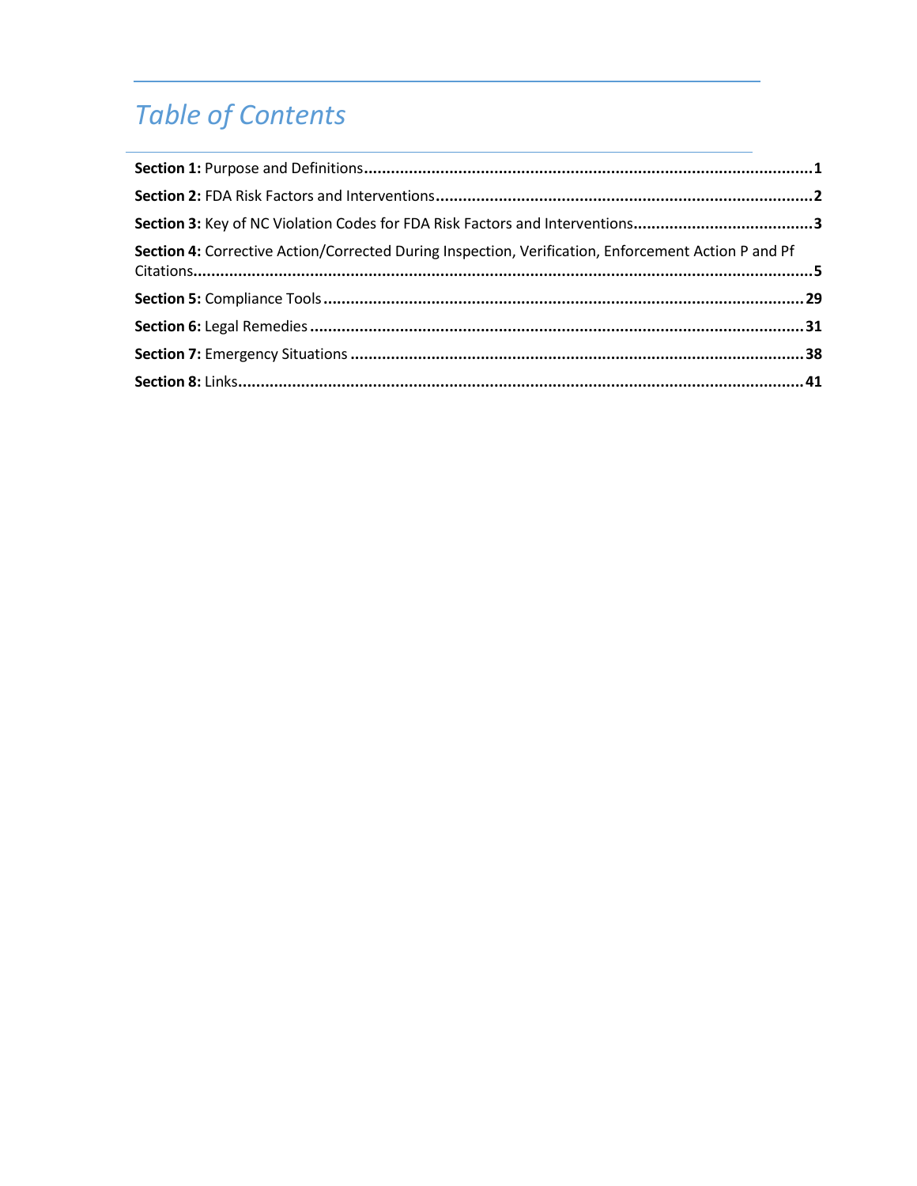# *Table of Contents*

**Section 1:** Purpose and Definitions....................................................................................................**1**

**Section 2:** FDA Risk Factors and Interventions....................................................................................**2**

**Section 3:** Key of NC Violation Codes for FDA Risk Factors and Interventions.......................................**3**

**Section 4:** Corrective Action/Corrected During Inspection, Verification, Enforcement Action P and Pf Citations.........................................................................................................................................**5**

**Section 5:** Compliance Tools.........................................................................................................**29**

**Section 6:** Legal Remedies.............................................................................................................**31**

**Section 7:** Emergency Situations...................................................................................................**38**

**Section 8:** Links.............................................................................................................................**41**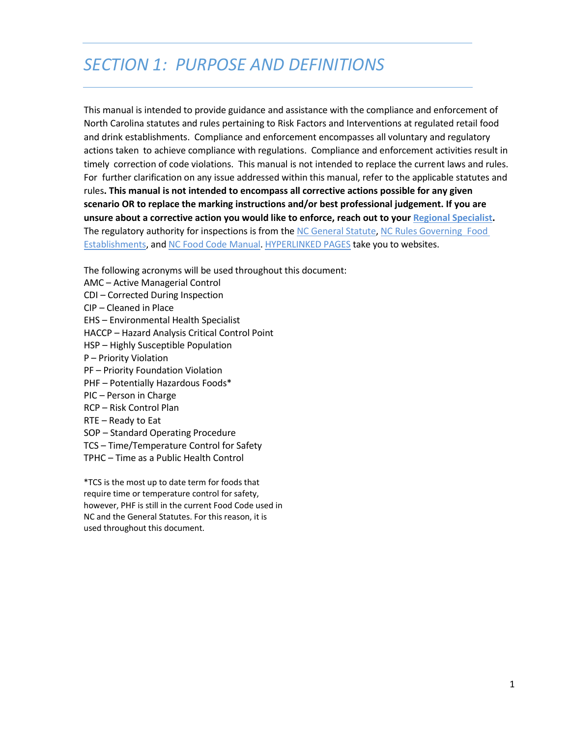# SECTION 1: PURPOSE AND DEFINITIONS

This manual is intended to provide guidance and assistance with the compliance and enforcement of North Carolina statutes and rules pertaining to Risk Factors and Interventions at regulated retail food and drink establishments. Compliance and enforcement encompasses all voluntary and regulatory actions taken to achieve compliance with regulations. Compliance and enforcement activities result in timely correction of code violations. This manual is not intended to replace the current laws and rules. For further clarification on any issue addressed within this manual, refer to the applicable statutes and rules. **This manual is not intended to encompass all corrective actions possible for any given scenario OR to replace the marking instructions and/or best professional judgement. If you are unsure about a corrective action you would like to enforce, reach out to your Regional Specialist.** The regulatory authority for inspections is from the NC General Statute, NC Rules Governing Food Establishments, and NC Food Code Manual. HYPERLINKED PAGES take you to websites.

The following acronyms will be used throughout this document:

AMC – Active Managerial Control
CDI – Corrected During Inspection
CIP – Cleaned in Place
EHS – Environmental Health Specialist
HACCP – Hazard Analysis Critical Control Point
HSP – Highly Susceptible Population
P – Priority Violation
PF – Priority Foundation Violation
PHF – Potentially Hazardous Foods*
PIC – Person in Charge
RCP – Risk Control Plan
RTE – Ready to Eat
SOP – Standard Operating Procedure
TCS – Time/Temperature Control for Safety
TPHC – Time as a Public Health Control

*TCS is the most up to date term for foods that require time or temperature control for safety, however, PHF is still in the current Food Code used in NC and the General Statutes. For this reason, it is used throughout this document.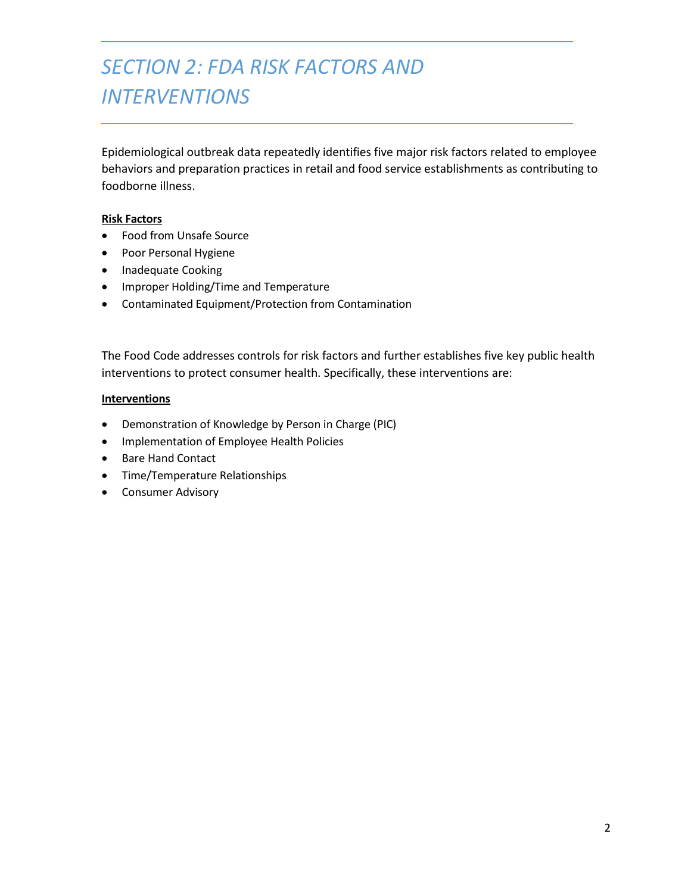# *SECTION 2: FDA RISK FACTORS AND INTERVENTIONS*

Epidemiological outbreak data repeatedly identifies five major risk factors related to employee behaviors and preparation practices in retail and food service establishments as contributing to foodborne illness.

**Risk Factors**

- Food from Unsafe Source
- Poor Personal Hygiene
- Inadequate Cooking
- Improper Holding/Time and Temperature
- Contaminated Equipment/Protection from Contamination

The Food Code addresses controls for risk factors and further establishes five key public health interventions to protect consumer health. Specifically, these interventions are:

**Interventions**

- Demonstration of Knowledge by Person in Charge (PIC)
- Implementation of Employee Health Policies
- Bare Hand Contact
- Time/Temperature Relationships
- Consumer Advisory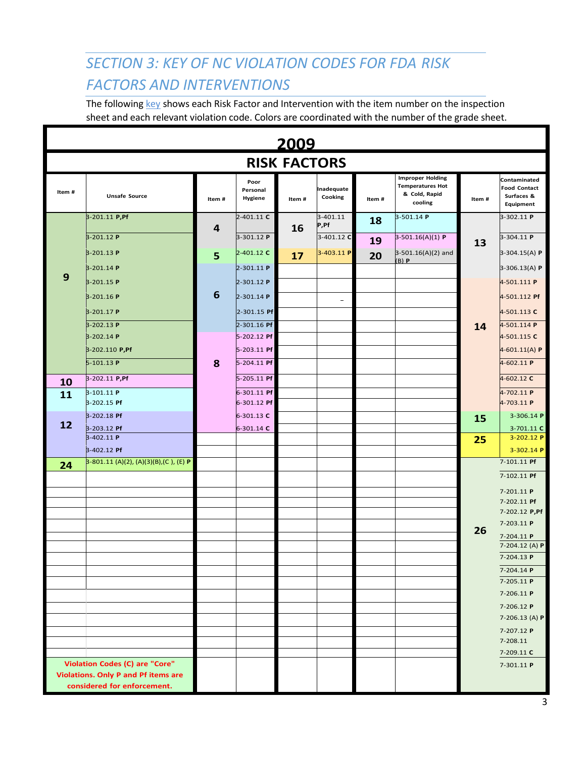## *SECTION 3: KEY OF NC VIOLATION CODES FOR FDA RISK FACTORS AND INTERVENTIONS*

The following key shows each Risk Factor and Intervention with the item number on the inspection sheet and each relevant violation code. Colors are coordinated with the number of the grade sheet.

**2009**

**RISK FACTORS**

| Item # | Unsafe Source | Item # | Poor Personal Hygiene | Item # | Inadequate Cooking | Item # | Improper Holding Temperatures Hot & Cold, Rapid cooling | Item # | Contaminated Food Contact Surfaces & Equipment |
|---|---|---|---|---|---|---|---|---|---|
| 9 | 3-201.11 **P,Pf** | 4 | 2-401.11 **C** | 16 | 3-401.11 **P,Pf** | 18 | 3-501.14 **P** | 13 | 3-302.11 **P** |
| | 3-201.12 **P** | | 3-301.12 **P** | | 3-401.12 **C** | 19 | 3-501.16(A)(1) **P** | | 3-304.11 **P** |
| | 3-201.13 **P** | 5 | 2-401.12 **C** | 17 | 3-403.11 **P** | 20 | 3-501.16(A)(2) and (B) **P** | | 3-304.15(A) **P** |
| | 3-201.14 **P** | 6 | 2-301.11 **P** | | | | | | 3-306.13(A) **P** |
| | 3-201.15 **P** | | 2-301.12 **P** | | | | | 14 | 4-501.111 **P** |
| | 3-201.16 **P** | | 2-301.14 **P** | | _ | | | | 4-501.112 **Pf** |
| | 3-201.17 **P** | | 2-301.15 **Pf** | | | | | | 4-501.113 **C** |
| | 3-202.13 **P** | | 2-301.16 **Pf** | | | | | | 4-501.114 **P** |
| | 3-202.14 **P** | 8 | 5-202.12 **Pf** | | | | | | 4-501.115 **C** |
| | 3-202.110 **P,Pf** | | 5-203.11 **Pf** | | | | | | 4-601.11(A) **P** |
| | 5-101.13 **P** | | 5-204.11 **Pf** | | | | | | 4-602.11 **P** |
| 10 | 3-202.11 **P,Pf** | | 5-205.11 **Pf** | | | | | | 4-602.12 **C** |
| 11 | 3-101.11 **P** | | 6-301.11 **Pf** | | | | | | 4-702.11 **P** |
| | 3-202.15 **Pf** | | 6-301.12 **Pf** | | | | | | 4-703.11 **P** |
| 12 | 3-202.18 **Pf** | | 6-301.13 **C** | | | | | 15 | 3-306.14 **P** |
| | 3-203.12 **Pf** | | 6-301.14 **C** | | | | | | 3-701.11 **C** |
| | 3-402.11 **P** | | | | | | | 25 | 3-202.12 **P** |
| | 3-402.12 **Pf** | | | | | | | | 3-302.14 **P** |
| 24 | 3-801.11 (A)(2), (A)(3)(B),(C ), (E) **P** | | | | | | | 26 | 7-101.11 **Pf** |
| | | | | | | | | | 7-102.11 **Pf** |
| | | | | | | | | | 7-201.11 **P** |
| | | | | | | | | | 7-202.11 **Pf** |
| | | | | | | | | | 7-202.12 **P,Pf** |
| | | | | | | | | | 7-203.11 **P** |
| | | | | | | | | | 7-204.11 **P** |
| | | | | | | | | | 7-204.12 (A) **P** |
| | | | | | | | | | 7-204.13 **P** |
| | | | | | | | | | 7-204.14 **P** |
| | | | | | | | | | 7-205.11 **P** |
| | | | | | | | | | 7-206.11 **P** |
| | | | | | | | | | 7-206.12 **P** |
| | | | | | | | | | 7-206.13 (A) **P** |
| | | | | | | | | | 7-207.12 **P** |
| | | | | | | | | | 7-208.11 |
| | | | | | | | | | 7-209.11 **C** |
| | | | | | | | | | 7-301.11 **P** |

**Violation Codes (C) are "Core" Violations. Only P and Pf items are considered for enforcement.**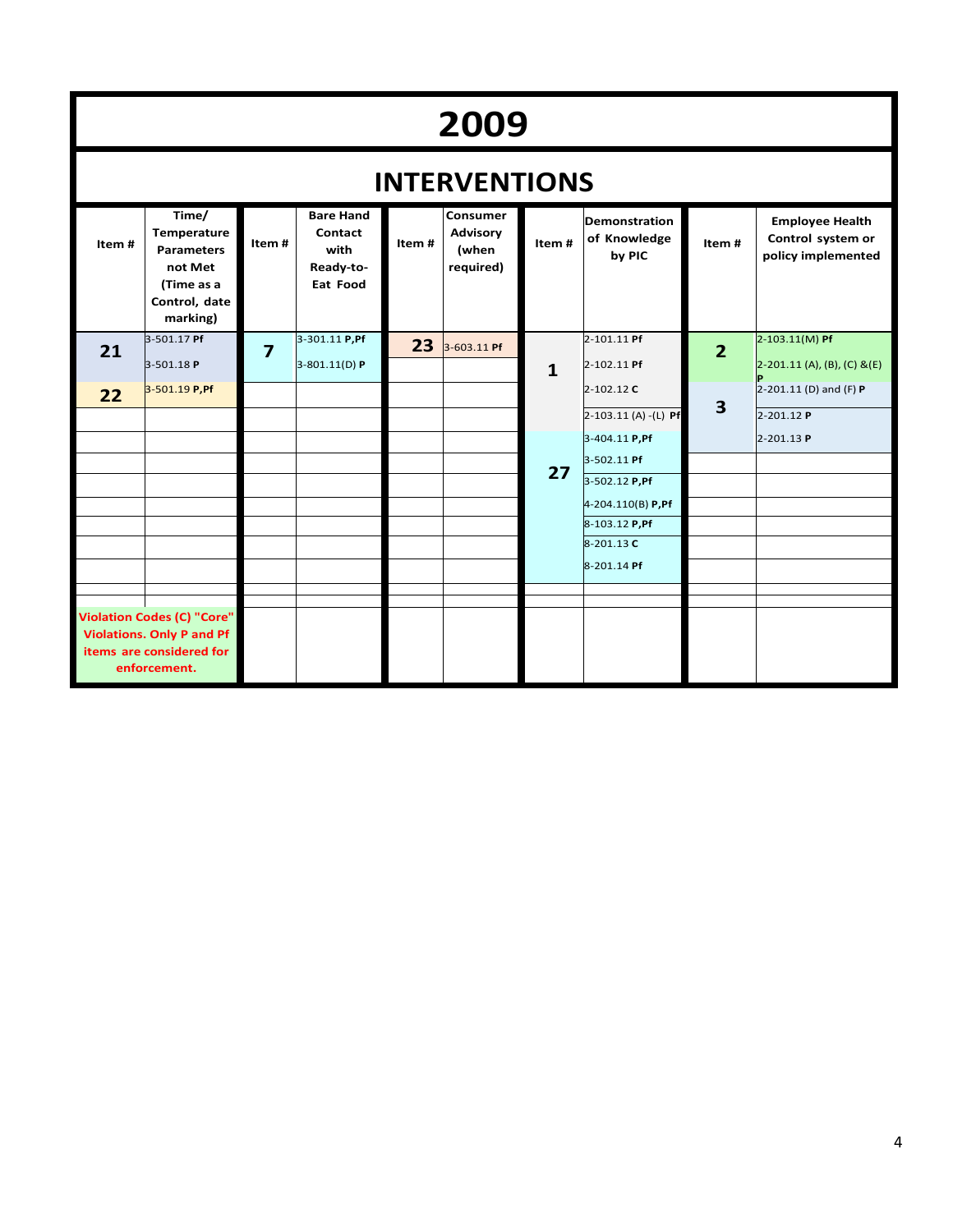# 2009

## INTERVENTIONS

| Item # | Time/ Temperature Parameters not Met (Time as a Control, date marking) | Item # | Bare Hand Contact with Ready-to-Eat Food | Item # | Consumer Advisory (when required) | Item # | Demonstration of Knowledge by PIC | Item # | Employee Health Control system or policy implemented |
|---|---|---|---|---|---|---|---|---|---|
| 21 | 3-501.17 **Pf** | 7 | 3-301.11 **P,Pf** | 23 | 3-603.11 **Pf** | 1 | 2-101.11 **Pf** | 2 | 2-103.11(M) **Pf** |
| | 3-501.18 **P** | | 3-801.11(D) **P** | | | | 2-102.11 **Pf** | | 2-201.11 (A), (B), (C) &(E) **P** |
| 22 | 3-501.19 **P,Pf** | | | | | | 2-102.12 **C** | 3 | 2-201.11 (D) and (F) **P** |
| | | | | | | | 2-103.11 (A) -(L) **Pf** | | 2-201.12 **P** |
| | | | | | | 27 | 3-404.11 **P,Pf** | | 2-201.13 **P** |
| | | | | | | | 3-502.11 **Pf** | | |
| | | | | | | | 3-502.12 **P,Pf** | | |
| | | | | | | | 4-204.110(B) **P,Pf** | | |
| | | | | | | | 8-103.12 **P,Pf** | | |
| | | | | | | | 8-201.13 **C** | | |
| | | | | | | | 8-201.14 **Pf** | | |

**Violation Codes (C) "Core" Violations. Only P and Pf items are considered for enforcement.**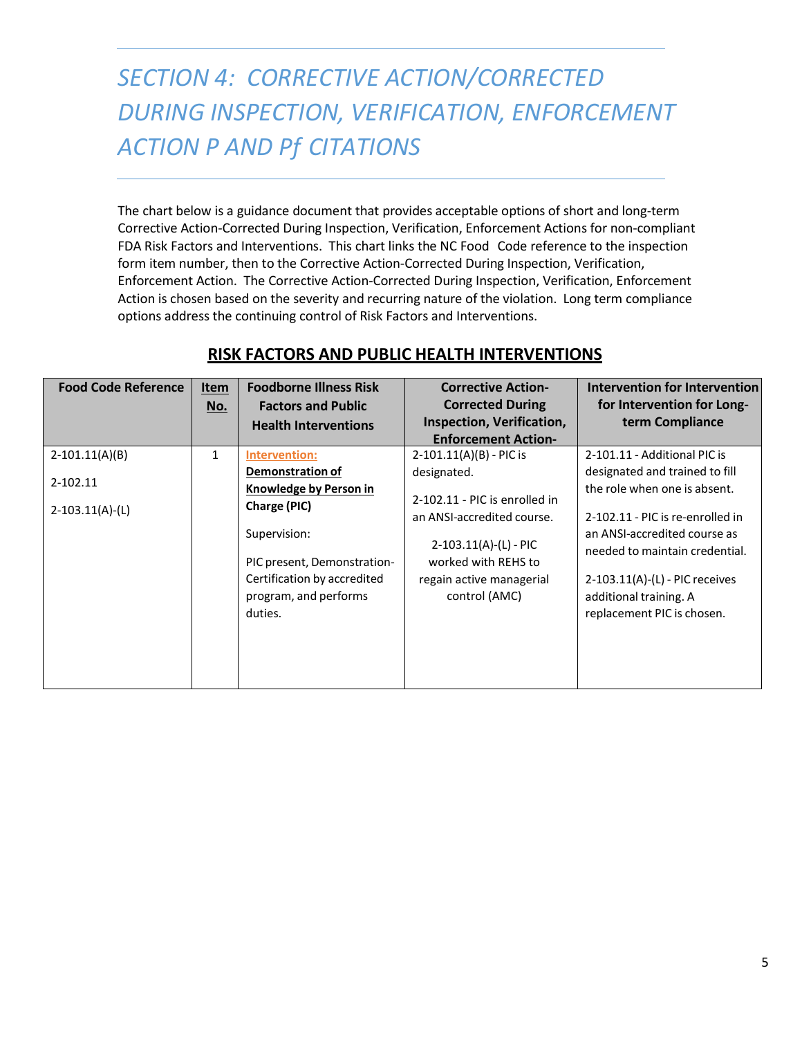# *SECTION 4: CORRECTIVE ACTION/CORRECTED DURING INSPECTION, VERIFICATION, ENFORCEMENT ACTION P AND Pf CITATIONS*

The chart below is a guidance document that provides acceptable options of short and long-term Corrective Action-Corrected During Inspection, Verification, Enforcement Actions for non-compliant FDA Risk Factors and Interventions. This chart links the NC Food Code reference to the inspection form item number, then to the Corrective Action-Corrected During Inspection, Verification, Enforcement Action. The Corrective Action-Corrected During Inspection, Verification, Enforcement Action is chosen based on the severity and recurring nature of the violation. Long term compliance options address the continuing control of Risk Factors and Interventions.

## RISK FACTORS AND PUBLIC HEALTH INTERVENTIONS

| Food Code Reference | Item No. | Foodborne Illness Risk Factors and Public Health Interventions | Corrective Action-Corrected During Inspection, Verification, Enforcement Action- | Intervention for Intervention for Intervention for Long-term Compliance |
|---|---|---|---|---|
| 2-101.11(A)(B)<br><br>2-102.11<br><br>2-103.11(A)-(L) | 1 | **Intervention:**<br>**Demonstration of Knowledge by Person in Charge (PIC)**<br><br>Supervision:<br><br>PIC present, Demonstration-Certification by accredited program, and performs duties. | 2-101.11(A)(B) - PIC is designated.<br><br>2-102.11 - PIC is enrolled in an ANSI-accredited course.<br><br>2-103.11(A)-(L) - PIC worked with REHS to regain active managerial control (AMC) | 2-101.11 - Additional PIC is designated and trained to fill the role when one is absent.<br><br>2-102.11 - PIC is re-enrolled in an ANSI-accredited course as needed to maintain credential.<br><br>2-103.11(A)-(L) - PIC receives additional training. A replacement PIC is chosen. |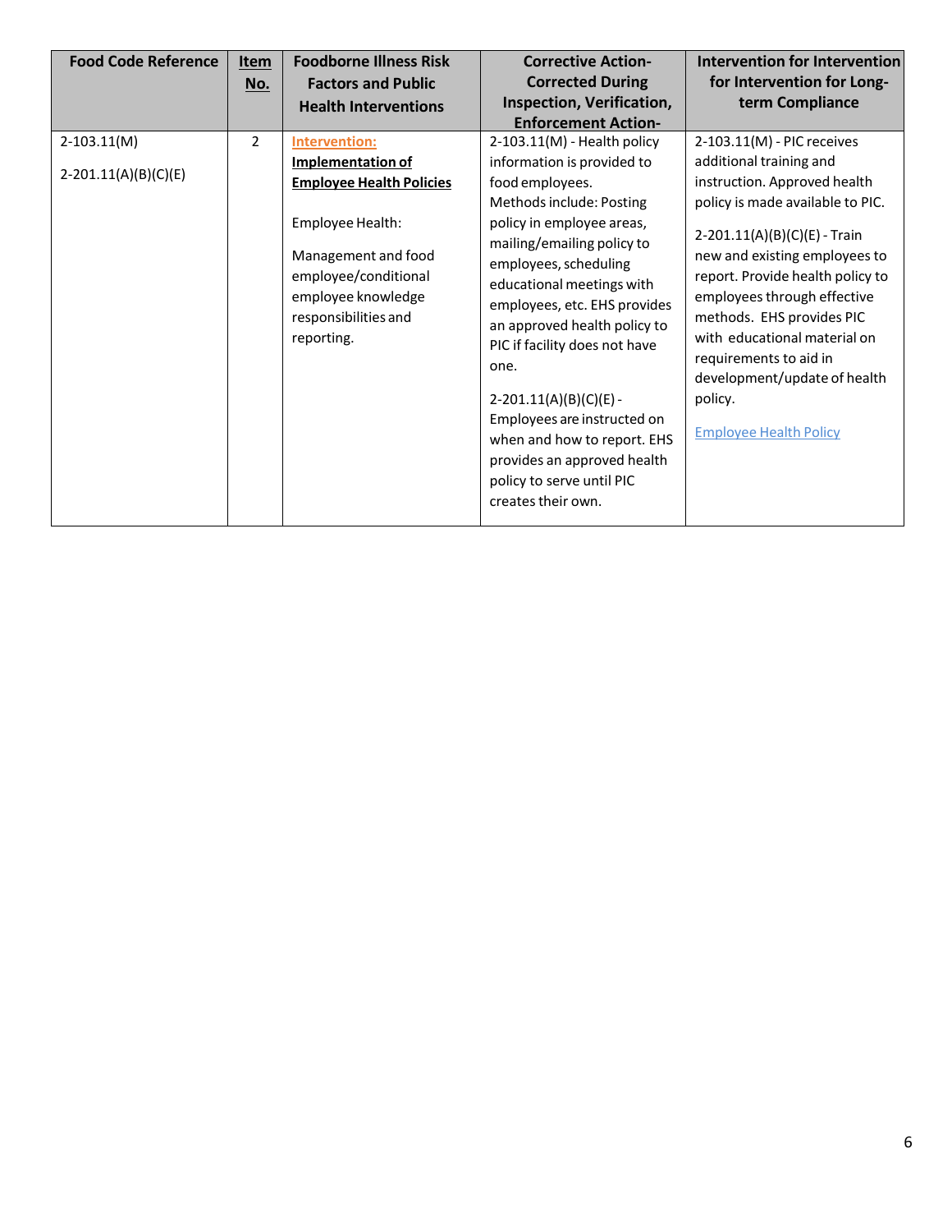| Food Code Reference | Item No. | Foodborne Illness Risk Factors and Public Health Interventions | Corrective Action- Corrected During Inspection, Verification, Enforcement Action- | Intervention for Intervention for Intervention for Long-term Compliance |
|---|---|---|---|---|
| 2-103.11(M)<br><br>2-201.11(A)(B)(C)(E) | 2 | **Intervention:**<br>**Implementation of Employee Health Policies**<br><br>Employee Health:<br><br>Management and food employee/conditional employee knowledge responsibilities and reporting. | 2-103.11(M) - Health policy information is provided to food employees. Methods include: Posting policy in employee areas, mailing/emailing policy to employees, scheduling educational meetings with employees, etc. EHS provides an approved health policy to PIC if facility does not have one.<br><br>2-201.11(A)(B)(C)(E) - Employees are instructed on when and how to report. EHS provides an approved health policy to serve until PIC creates their own. | 2-103.11(M) - PIC receives additional training and instruction. Approved health policy is made available to PIC.<br><br>2-201.11(A)(B)(C)(E) - Train new and existing employees to report. Provide health policy to employees through effective methods. EHS provides PIC with educational material on requirements to aid in development/update of health policy.<br><br>Employee Health Policy |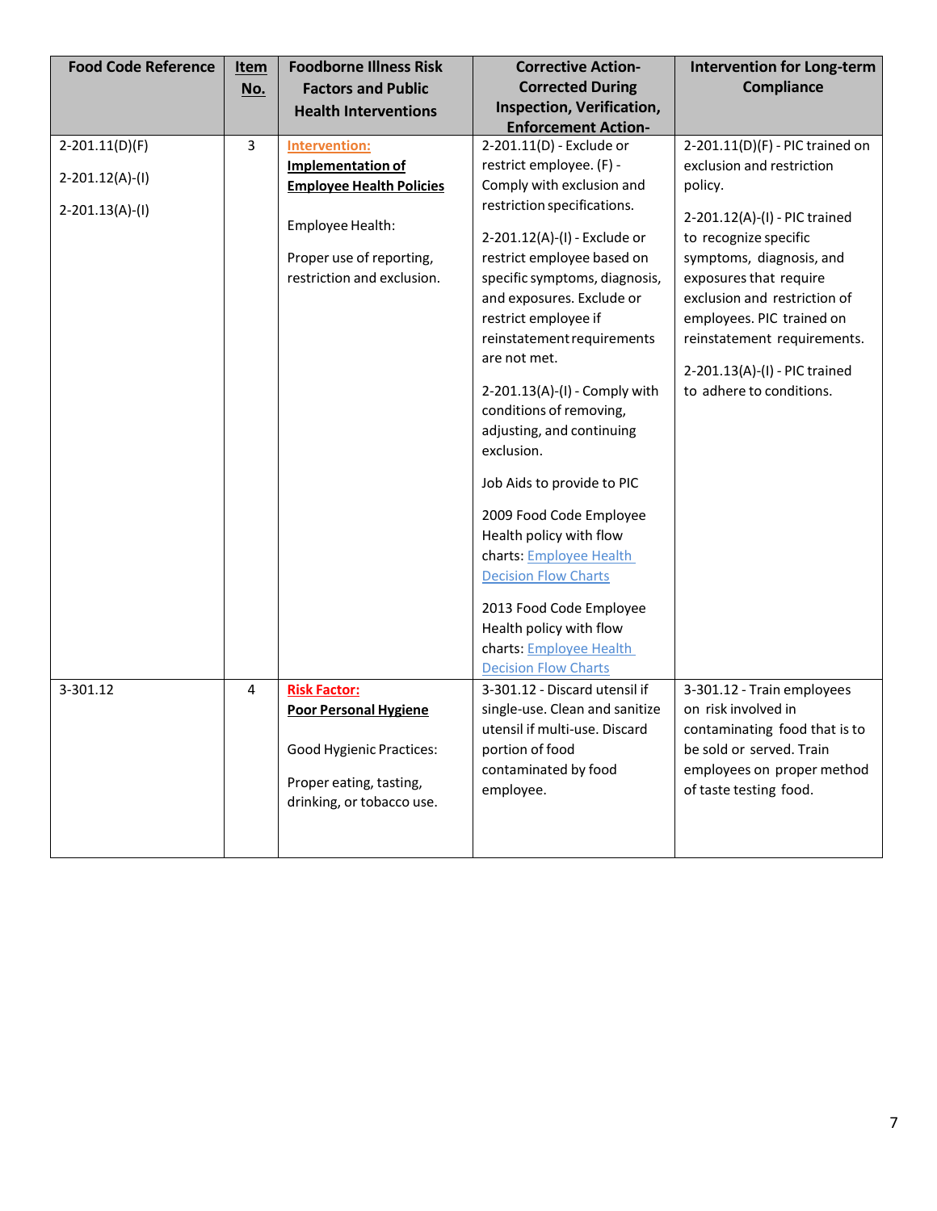| Food Code Reference | Item No. | Foodborne Illness Risk Factors and Public Health Interventions | Corrective Action- Corrected During Inspection, Verification, Enforcement Action- | Intervention for Long-term Compliance |
|---|---|---|---|---|
| 2-201.11(D)(F)<br><br>2-201.12(A)-(I)<br><br>2-201.13(A)-(I) | 3 | **Intervention:**<br>**Implementation of Employee Health Policies**<br><br>Employee Health:<br><br>Proper use of reporting, restriction and exclusion. | 2-201.11(D) - Exclude or restrict employee. (F) - Comply with exclusion and restriction specifications.<br><br>2-201.12(A)-(I) - Exclude or restrict employee based on specific symptoms, diagnosis, and exposures. Exclude or restrict employee if reinstatement requirements are not met.<br><br>2-201.13(A)-(I) - Comply with conditions of removing, adjusting, and continuing exclusion.<br><br>Job Aids to provide to PIC<br><br>2009 Food Code Employee Health policy with flow charts: Employee Health Decision Flow Charts<br><br>2013 Food Code Employee Health policy with flow charts: Employee Health Decision Flow Charts | 2-201.11(D)(F) - PIC trained on exclusion and restriction policy.<br><br>2-201.12(A)-(I) - PIC trained to recognize specific symptoms, diagnosis, and exposures that require exclusion and restriction of employees. PIC trained on reinstatement requirements.<br><br>2-201.13(A)-(I) - PIC trained to adhere to conditions. |
| 3-301.12 | 4 | **Risk Factor:**<br>**Poor Personal Hygiene**<br><br>Good Hygienic Practices:<br><br>Proper eating, tasting, drinking, or tobacco use. | 3-301.12 - Discard utensil if single-use. Clean and sanitize utensil if multi-use. Discard portion of food contaminated by food employee. | 3-301.12 - Train employees on risk involved in contaminating food that is to be sold or served. Train employees on proper method of taste testing food. |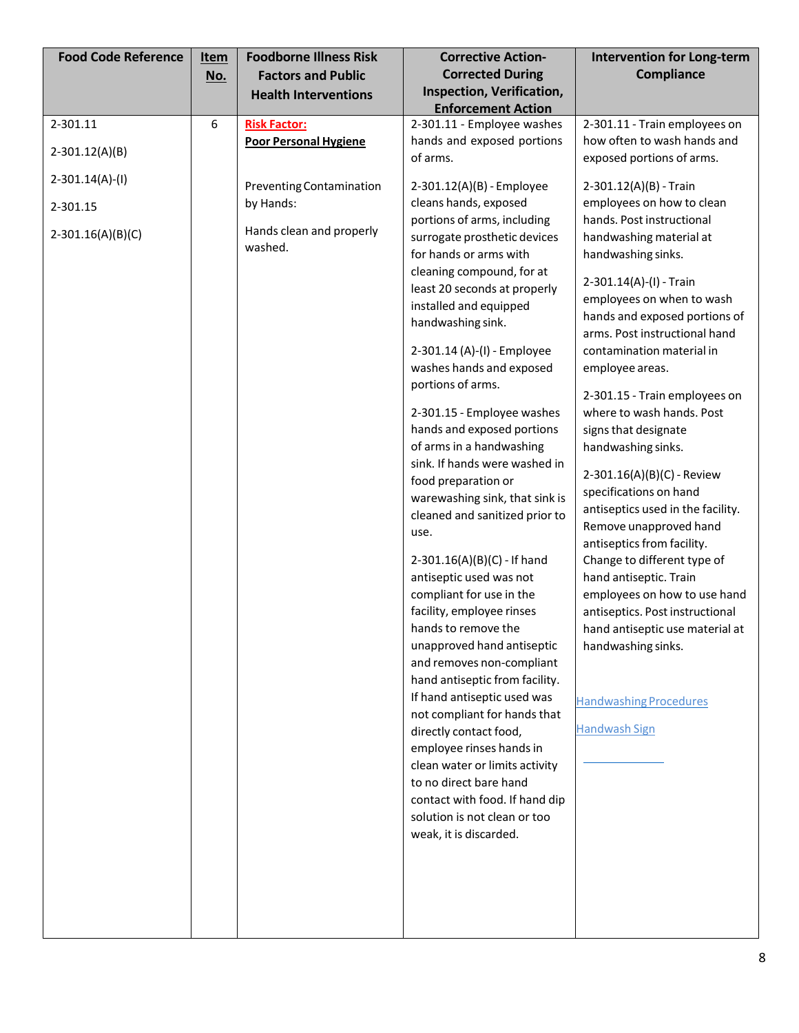| Food Code Reference | Item No. | Foodborne Illness Risk Factors and Public Health Interventions | Corrective Action- Corrected During Inspection, Verification, Enforcement Action | Intervention for Long-term Compliance |
|---|---|---|---|---|
| 2-301.11<br><br>2-301.12(A)(B)<br><br>2-301.14(A)-(I)<br><br>2-301.15<br><br>2-301.16(A)(B)(C) | 6 | **Risk Factor:**<br>**Poor Personal Hygiene**<br><br>Preventing Contamination by Hands:<br><br>Hands clean and properly washed. | 2-301.11 - Employee washes hands and exposed portions of arms.<br><br>2-301.12(A)(B) - Employee cleans hands, exposed portions of arms, including surrogate prosthetic devices for hands or arms with cleaning compound, for at least 20 seconds at properly installed and equipped handwashing sink.<br><br>2-301.14 (A)-(I) - Employee washes hands and exposed portions of arms.<br><br>2-301.15 - Employee washes hands and exposed portions of arms in a handwashing sink. If hands were washed in food preparation or warewashing sink, that sink is cleaned and sanitized prior to use.<br><br>2-301.16(A)(B)(C) - If hand antiseptic used was not compliant for use in the facility, employee rinses hands to remove the unapproved hand antiseptic and removes non-compliant hand antiseptic from facility. If hand antiseptic used was not compliant for hands that directly contact food, employee rinses hands in clean water or limits activity to no direct bare hand contact with food. If hand dip solution is not clean or too weak, it is discarded. | 2-301.11 - Train employees on how often to wash hands and exposed portions of arms.<br><br>2-301.12(A)(B) - Train employees on how to clean hands. Post instructional handwashing material at handwashing sinks.<br><br>2-301.14(A)-(I) - Train employees on when to wash hands and exposed portions of arms. Post instructional hand contamination material in employee areas.<br><br>2-301.15 - Train employees on where to wash hands. Post signs that designate handwashing sinks.<br><br>2-301.16(A)(B)(C) - Review specifications on hand antiseptics used in the facility. Remove unapproved hand antiseptics from facility. Change to different type of hand antiseptic. Train employees on how to use hand antiseptics. Post instructional hand antiseptic use material at handwashing sinks.<br><br>Handwashing Procedures<br><br>Handwash Sign |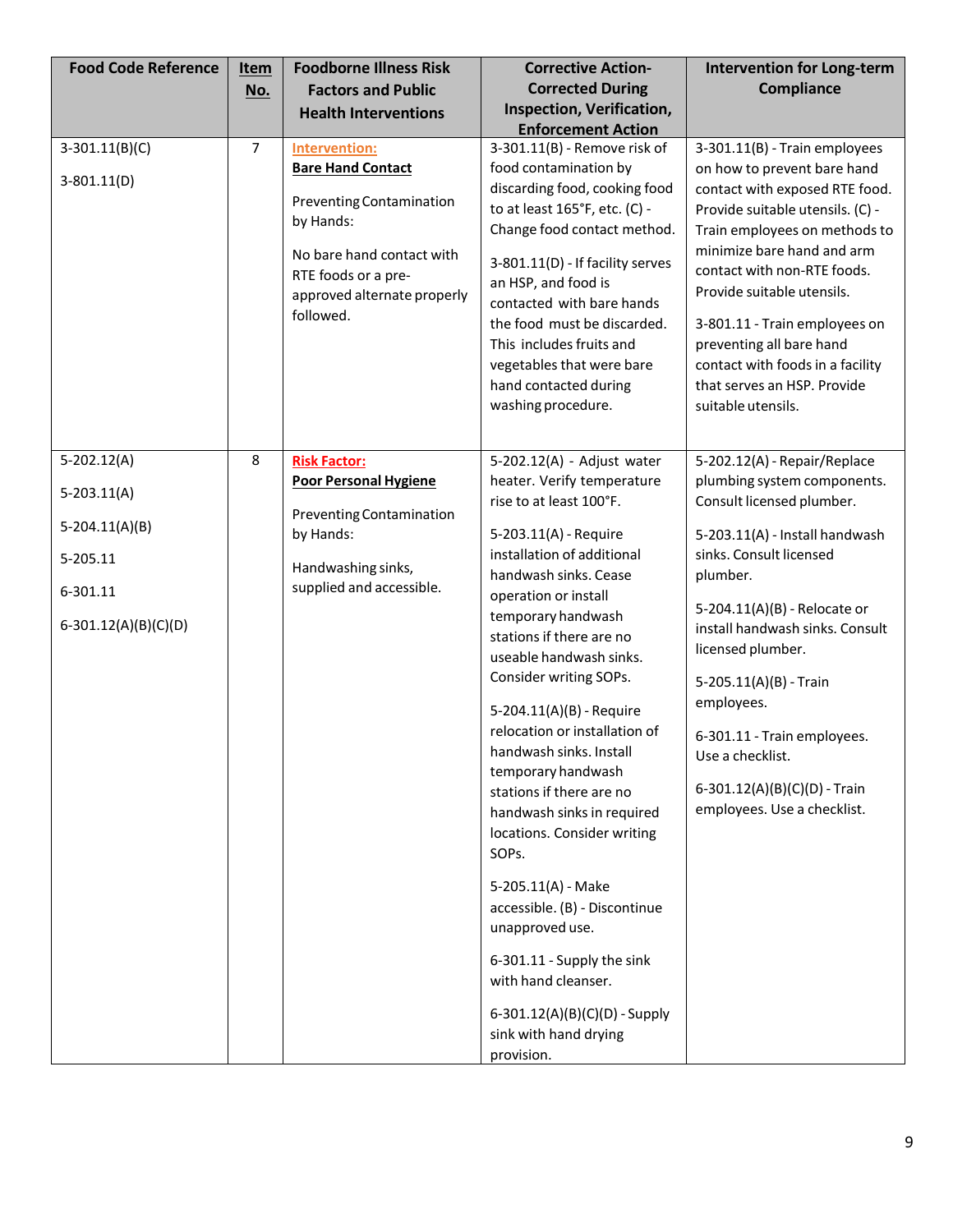| Food Code Reference | Item No. | Foodborne Illness Risk Factors and Public Health Interventions | Corrective Action-Corrected During Inspection, Verification, Enforcement Action | Intervention for Long-term Compliance |
|---|---|---|---|---|
| 3-301.11(B)(C)<br><br>3-801.11(D) | 7 | **Intervention:**<br>**Bare Hand Contact**<br><br>Preventing Contamination by Hands:<br><br>No bare hand contact with RTE foods or a pre-approved alternate properly followed. | 3-301.11(B) - Remove risk of food contamination by discarding food, cooking food to at least 165°F, etc. (C) - Change food contact method.<br><br>3-801.11(D) - If facility serves an HSP, and food is contacted with bare hands the food must be discarded. This includes fruits and vegetables that were bare hand contacted during washing procedure. | 3-301.11(B) - Train employees on how to prevent bare hand contact with exposed RTE food. Provide suitable utensils. (C) - Train employees on methods to minimize bare hand and arm contact with non-RTE foods. Provide suitable utensils.<br><br>3-801.11 - Train employees on preventing all bare hand contact with foods in a facility that serves an HSP. Provide suitable utensils. |
| 5-202.12(A)<br><br>5-203.11(A)<br><br>5-204.11(A)(B)<br><br>5-205.11<br><br>6-301.11<br><br>6-301.12(A)(B)(C)(D) | 8 | **Risk Factor:**<br>**Poor Personal Hygiene**<br><br>Preventing Contamination by Hands:<br><br>Handwashing sinks, supplied and accessible. | 5-202.12(A) - Adjust water heater. Verify temperature rise to at least 100°F.<br><br>5-203.11(A) - Require installation of additional handwash sinks. Cease operation or install temporary handwash stations if there are no useable handwash sinks. Consider writing SOPs.<br><br>5-204.11(A)(B) - Require relocation or installation of handwash sinks. Install temporary handwash stations if there are no handwash sinks in required locations. Consider writing SOPs.<br><br>5-205.11(A) - Make accessible. (B) - Discontinue unapproved use.<br><br>6-301.11 - Supply the sink with hand cleanser.<br><br>6-301.12(A)(B)(C)(D) - Supply sink with hand drying provision. | 5-202.12(A) - Repair/Replace plumbing system components. Consult licensed plumber.<br><br>5-203.11(A) - Install handwash sinks. Consult licensed plumber.<br><br>5-204.11(A)(B) - Relocate or install handwash sinks. Consult licensed plumber.<br><br>5-205.11(A)(B) - Train employees.<br><br>6-301.11 - Train employees. Use a checklist.<br><br>6-301.12(A)(B)(C)(D) - Train employees. Use a checklist. |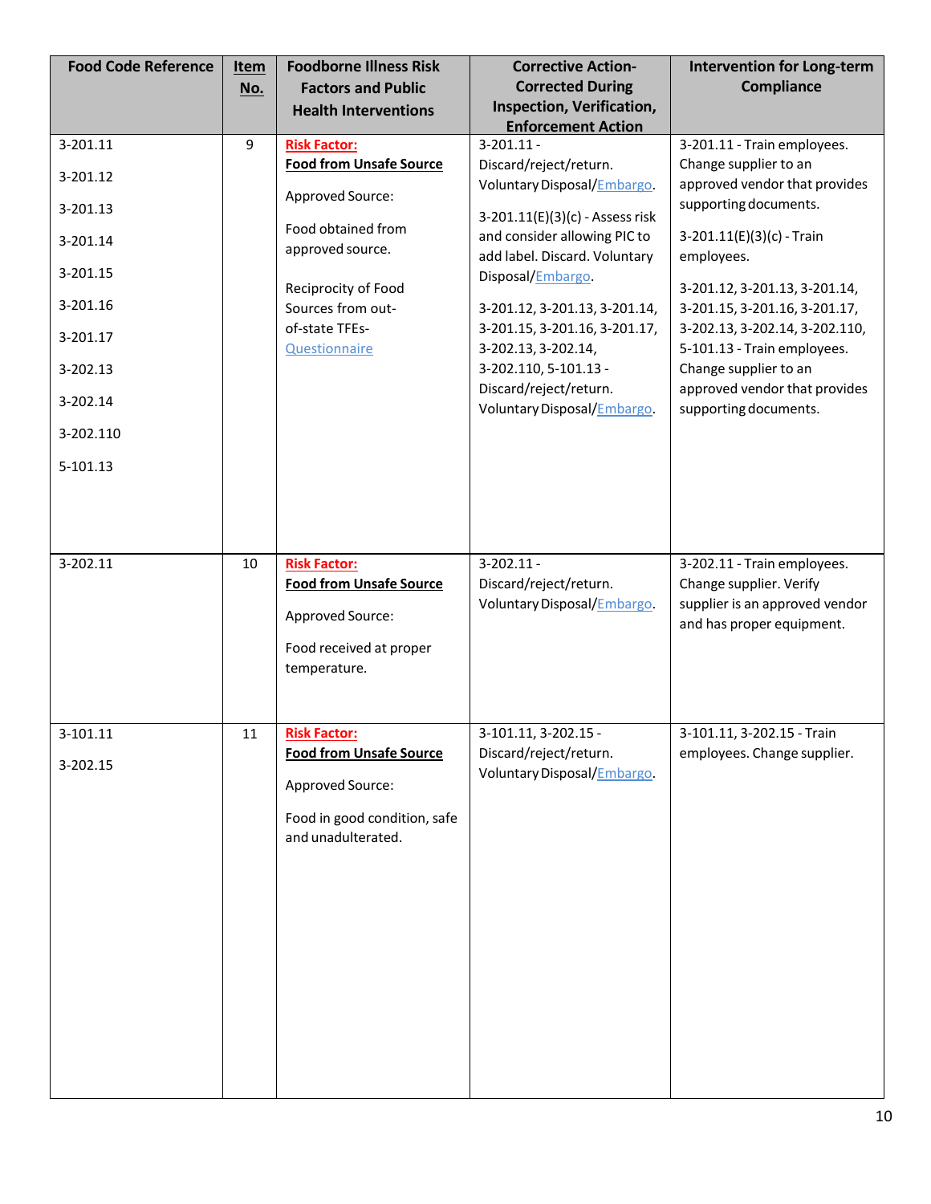| Food Code Reference | Item No. | Foodborne Illness Risk Factors and Public Health Interventions | Corrective Action-Corrected During Inspection, Verification, Enforcement Action | Intervention for Long-term Compliance |
|---|---|---|---|---|
| 3-201.11<br>3-201.12<br>3-201.13<br>3-201.14<br>3-201.15<br>3-201.16<br>3-201.17<br>3-202.13<br>3-202.14<br>3-202.110<br>5-101.13 | 9 | **Risk Factor:**<br>**Food from Unsafe Source**<br>Approved Source:<br>Food obtained from approved source.<br>Reciprocity of Food Sources from out-of-state TFEs-Questionnaire | 3-201.11 - Discard/reject/return. Voluntary Disposal/Embargo.<br>3-201.11(E)(3)(c) - Assess risk and consider allowing PIC to add label. Discard. Voluntary Disposal/Embargo.<br>3-201.12, 3-201.13, 3-201.14, 3-201.15, 3-201.16, 3-201.17, 3-202.13, 3-202.14, 3-202.110, 5-101.13 - Discard/reject/return. Voluntary Disposal/Embargo. | 3-201.11 - Train employees. Change supplier to an approved vendor that provides supporting documents.<br>3-201.11(E)(3)(c) - Train employees.<br>3-201.12, 3-201.13, 3-201.14, 3-201.15, 3-201.16, 3-201.17, 3-202.13, 3-202.14, 3-202.110, 5-101.13 - Train employees. Change supplier to an approved vendor that provides supporting documents. |
| 3-202.11 | 10 | **Risk Factor:**<br>**Food from Unsafe Source**<br>Approved Source:<br>Food received at proper temperature. | 3-202.11 - Discard/reject/return. Voluntary Disposal/Embargo. | 3-202.11 - Train employees. Change supplier. Verify supplier is an approved vendor and has proper equipment. |
| 3-101.11<br>3-202.15 | 11 | **Risk Factor:**<br>**Food from Unsafe Source**<br>Approved Source:<br>Food in good condition, safe and unadulterated. | 3-101.11, 3-202.15 - Discard/reject/return. Voluntary Disposal/Embargo. | 3-101.11, 3-202.15 - Train employees. Change supplier. |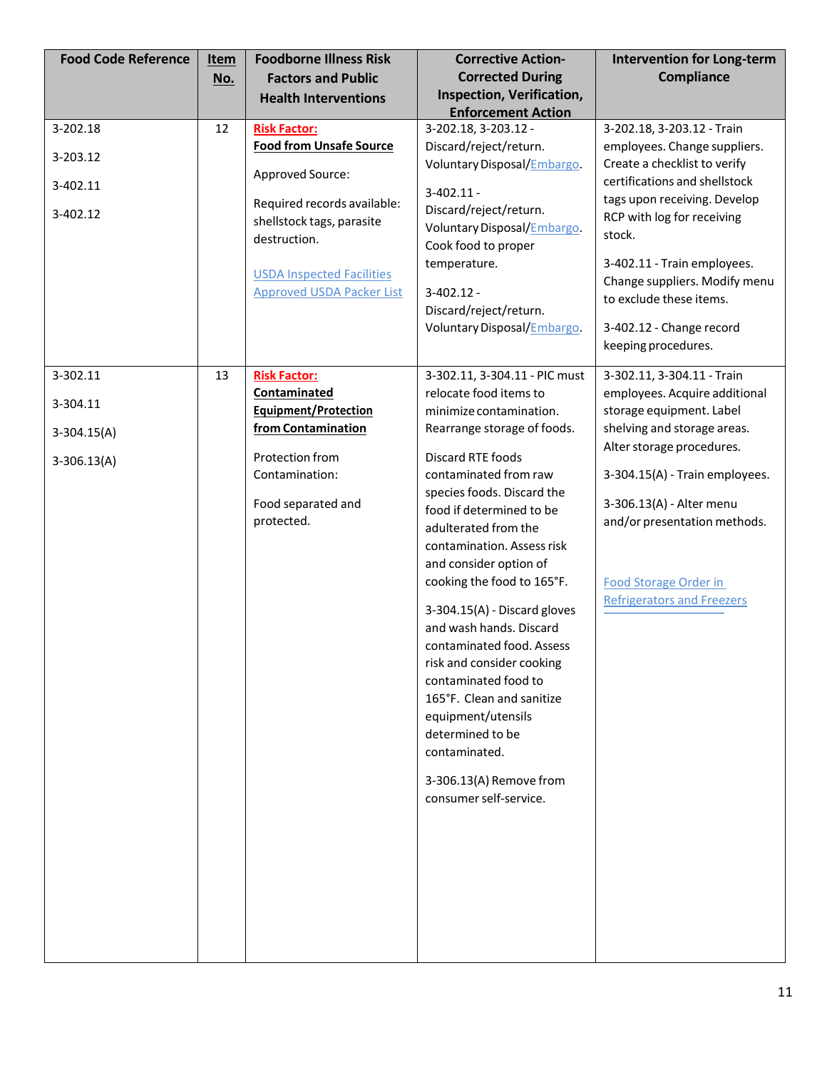| Food Code Reference | Item No. | Foodborne Illness Risk Factors and Public Health Interventions | Corrective Action-Corrected During Inspection, Verification, Enforcement Action | Intervention for Long-term Compliance |
|---|---|---|---|---|
| 3-202.18<br><br>3-203.12<br><br>3-402.11<br><br>3-402.12 | 12 | **Risk Factor:**<br>**Food from Unsafe Source**<br><br>Approved Source:<br><br>Required records available: shellstock tags, parasite destruction.<br><br>USDA Inspected Facilities<br>Approved USDA Packer List | 3-202.18, 3-203.12 - Discard/reject/return. Voluntary Disposal/Embargo.<br><br>3-402.11 - Discard/reject/return. Voluntary Disposal/Embargo. Cook food to proper temperature.<br><br>3-402.12 - Discard/reject/return. Voluntary Disposal/Embargo. | 3-202.18, 3-203.12 - Train employees. Change suppliers. Create a checklist to verify certifications and shellstock tags upon receiving. Develop RCP with log for receiving stock.<br><br>3-402.11 - Train employees. Change suppliers. Modify menu to exclude these items.<br><br>3-402.12 - Change record keeping procedures. |
| 3-302.11<br><br>3-304.11<br><br>3-304.15(A)<br><br>3-306.13(A) | 13 | **Risk Factor:**<br>**Contaminated Equipment/Protection from Contamination**<br><br>Protection from Contamination:<br><br>Food separated and protected. | 3-302.11, 3-304.11 - PIC must relocate food items to minimize contamination. Rearrange storage of foods.<br><br>Discard RTE foods contaminated from raw species foods. Discard the food if determined to be adulterated from the contamination. Assess risk and consider option of cooking the food to 165°F.<br><br>3-304.15(A) - Discard gloves and wash hands. Discard contaminated food. Assess risk and consider cooking contaminated food to 165°F. Clean and sanitize equipment/utensils determined to be contaminated.<br><br>3-306.13(A) Remove from consumer self-service. | 3-302.11, 3-304.11 - Train employees. Acquire additional storage equipment. Label shelving and storage areas. Alter storage procedures.<br><br>3-304.15(A) - Train employees.<br><br>3-306.13(A) - Alter menu and/or presentation methods.<br><br>Food Storage Order in Refrigerators and Freezers |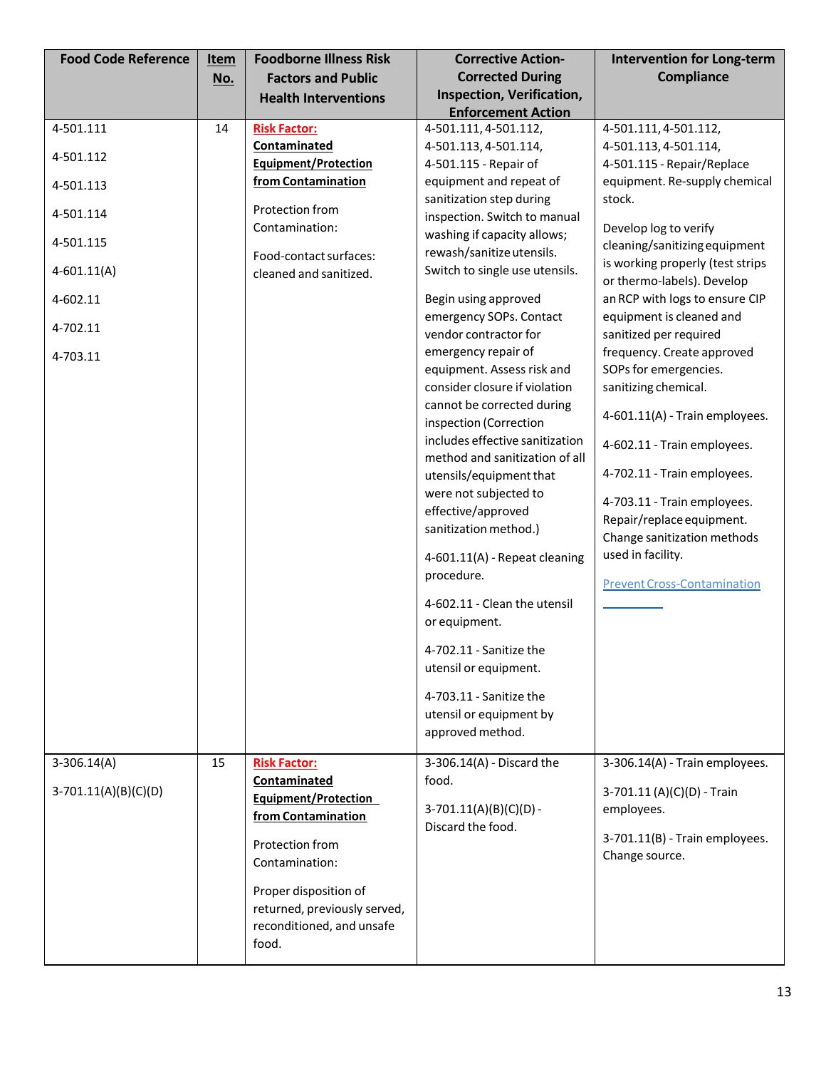| Food Code Reference | Item No. | Foodborne Illness Risk Factors and Public Health Interventions | Corrective Action-Corrected During Inspection, Verification, Enforcement Action | Intervention for Long-term Compliance |
|---|---|---|---|---|
| 4-501.111<br><br>4-501.112<br><br>4-501.113<br><br>4-501.114<br><br>4-501.115<br><br>4-601.11(A)<br><br>4-602.11<br><br>4-702.11<br><br>4-703.11 | 14 | **Risk Factor:** **Contaminated Equipment/Protection from Contamination**<br><br>Protection from Contamination:<br><br>Food-contact surfaces: cleaned and sanitized. | 4-501.111, 4-501.112, 4-501.113, 4-501.114, 4-501.115 - Repair of equipment and repeat of sanitization step during inspection. Switch to manual washing if capacity allows; rewash/sanitize utensils. Switch to single use utensils.<br><br>Begin using approved emergency SOPs. Contact vendor contractor for emergency repair of equipment. Assess risk and consider closure if violation cannot be corrected during inspection (Correction includes effective sanitization method and sanitization of all utensils/equipment that were not subjected to effective/approved sanitization method.)<br><br>4-601.11(A) - Repeat cleaning procedure.<br><br>4-602.11 - Clean the utensil or equipment.<br><br>4-702.11 - Sanitize the utensil or equipment.<br><br>4-703.11 - Sanitize the utensil or equipment by approved method. | 4-501.111, 4-501.112, 4-501.113, 4-501.114, 4-501.115 - Repair/Replace equipment. Re-supply chemical stock.<br><br>Develop log to verify cleaning/sanitizing equipment is working properly (test strips or thermo-labels). Develop an RCP with logs to ensure CIP equipment is cleaned and sanitized per required frequency. Create approved SOPs for emergencies. sanitizing chemical.<br><br>4-601.11(A) - Train employees.<br><br>4-602.11 - Train employees.<br><br>4-702.11 - Train employees.<br><br>4-703.11 - Train employees. Repair/replace equipment. Change sanitization methods used in facility.<br><br>Prevent Cross-Contamination |
| 3-306.14(A)<br><br>3-701.11(A)(B)(C)(D) | 15 | **Risk Factor:** **Contaminated Equipment/Protection from Contamination**<br><br>Protection from Contamination:<br><br>Proper disposition of returned, previously served, reconditioned, and unsafe food. | 3-306.14(A) - Discard the food.<br><br>3-701.11(A)(B)(C)(D) - Discard the food. | 3-306.14(A) - Train employees.<br><br>3-701.11 (A)(C)(D) - Train employees.<br><br>3-701.11(B) - Train employees. Change source. |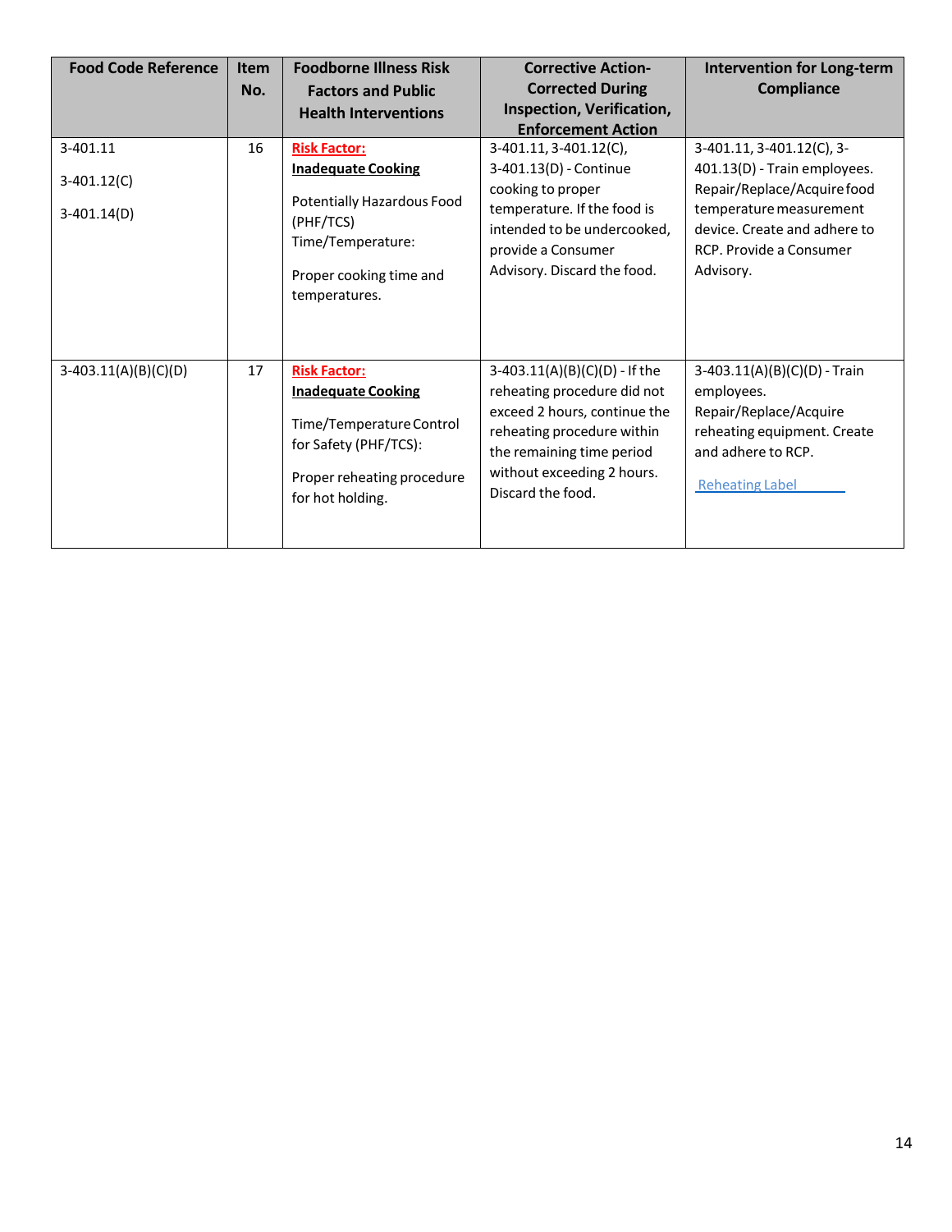| Food Code Reference | Item No. | Foodborne Illness Risk Factors and Public Health Interventions | Corrective Action-Corrected During Inspection, Verification, Enforcement Action | Intervention for Long-term Compliance |
|---|---|---|---|---|
| 3-401.11<br><br>3-401.12(C)<br><br>3-401.14(D) | 16 | **Risk Factor:**<br>**Inadequate Cooking**<br><br>Potentially Hazardous Food (PHF/TCS) Time/Temperature:<br><br>Proper cooking time and temperatures. | 3-401.11, 3-401.12(C), 3-401.13(D) - Continue cooking to proper temperature. If the food is intended to be undercooked, provide a Consumer Advisory. Discard the food. | 3-401.11, 3-401.12(C), 3-401.13(D) - Train employees. Repair/Replace/Acquire food temperature measurement device. Create and adhere to RCP. Provide a Consumer Advisory. |
| 3-403.11(A)(B)(C)(D) | 17 | **Risk Factor:**<br>**Inadequate Cooking**<br><br>Time/Temperature Control for Safety (PHF/TCS):<br><br>Proper reheating procedure for hot holding. | 3-403.11(A)(B)(C)(D) - If the reheating procedure did not exceed 2 hours, continue the reheating procedure within the remaining time period without exceeding 2 hours. Discard the food. | 3-403.11(A)(B)(C)(D) - Train employees. Repair/Replace/Acquire reheating equipment. Create and adhere to RCP.<br><br>Reheating Label |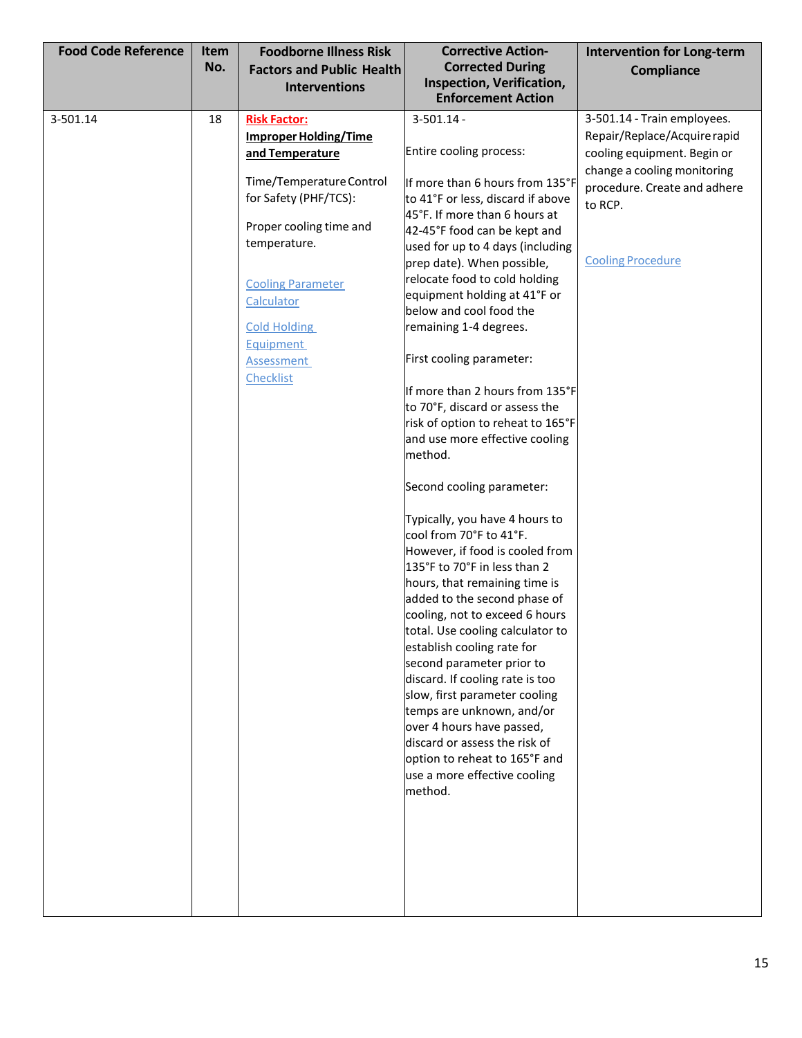| Food Code Reference | Item No. | Foodborne Illness Risk Factors and Public Health Interventions | Corrective Action- Corrected During Inspection, Verification, Enforcement Action | Intervention for Long-term Compliance |
|---|---|---|---|---|
| 3-501.14 | 18 | **Risk Factor:**<br><br>**Improper Holding/Time and Temperature**<br><br>Time/Temperature Control for Safety (PHF/TCS):<br><br>Proper cooling time and temperature.<br><br>Cooling Parameter Calculator<br><br>Cold Holding Equipment Assessment Checklist | 3-501.14 -<br><br>Entire cooling process:<br><br>If more than 6 hours from 135°F to 41°F or less, discard if above 45°F. If more than 6 hours at 42-45°F food can be kept and used for up to 4 days (including prep date). When possible, relocate food to cold holding equipment holding at 41°F or below and cool food the remaining 1-4 degrees.<br><br>First cooling parameter:<br><br>If more than 2 hours from 135°F to 70°F, discard or assess the risk of option to reheat to 165°F and use more effective cooling method.<br><br>Second cooling parameter:<br><br>Typically, you have 4 hours to cool from 70°F to 41°F. However, if food is cooled from 135°F to 70°F in less than 2 hours, that remaining time is added to the second phase of cooling, not to exceed 6 hours total. Use cooling calculator to establish cooling rate for second parameter prior to discard. If cooling rate is too slow, first parameter cooling temps are unknown, and/or over 4 hours have passed, discard or assess the risk of option to reheat to 165°F and use a more effective cooling method. | 3-501.14 - Train employees. Repair/Replace/Acquire rapid cooling equipment. Begin or change a cooling monitoring procedure. Create and adhere to RCP.<br><br>Cooling Procedure |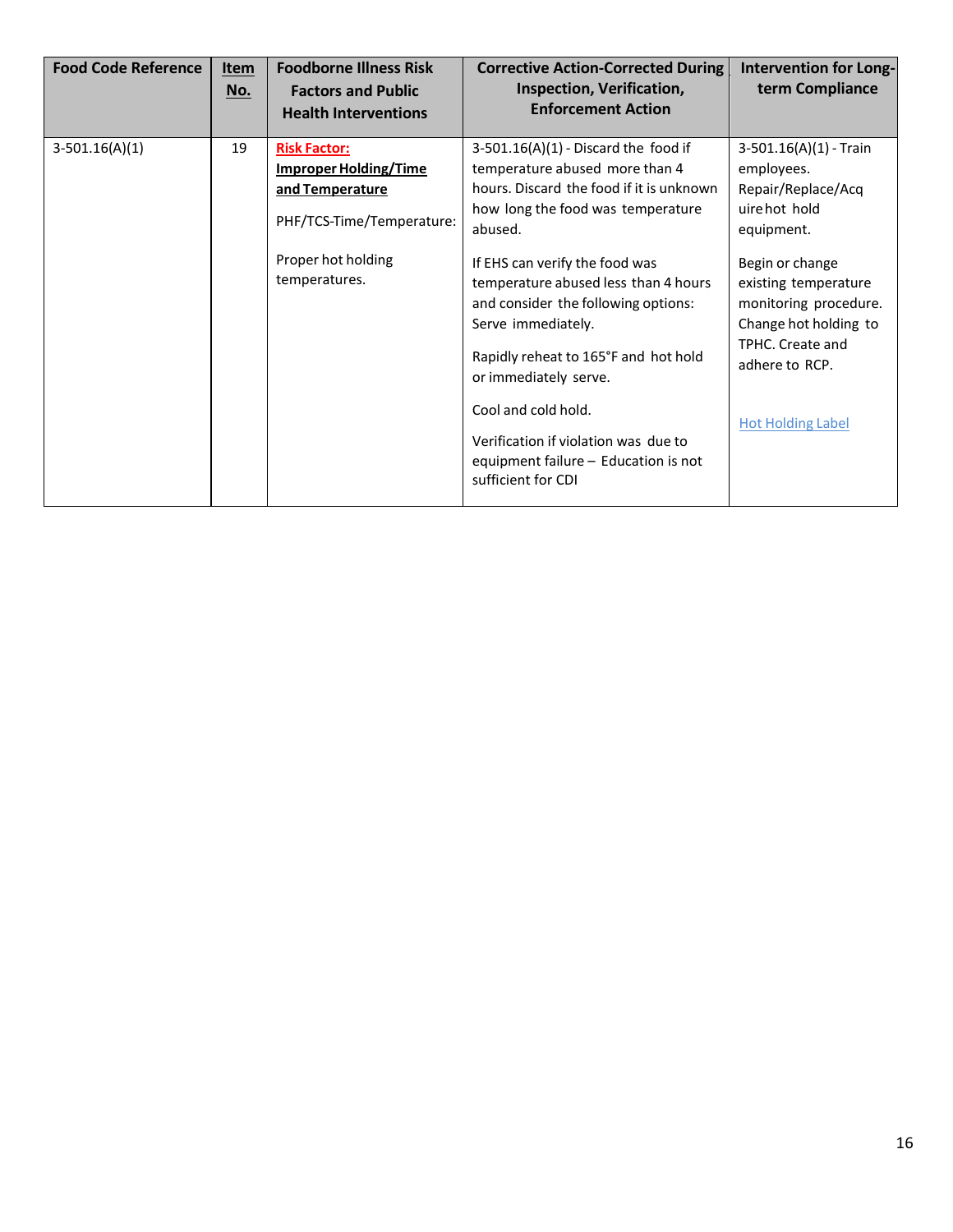| Food Code Reference | Item No. | Foodborne Illness Risk Factors and Public Health Interventions | Corrective Action-Corrected During Inspection, Verification, Enforcement Action | Intervention for Long-term Compliance |
|---|---|---|---|---|
| 3-501.16(A)(1) | 19 | **Risk Factor:** **Improper Holding/Time and Temperature** PHF/TCS-Time/Temperature: Proper hot holding temperatures. | 3-501.16(A)(1) - Discard the food if temperature abused more than 4 hours. Discard the food if it is unknown how long the food was temperature abused. If EHS can verify the food was temperature abused less than 4 hours and consider the following options: Serve immediately. Rapidly reheat to 165°F and hot hold or immediately serve. Cool and cold hold. Verification if violation was due to equipment failure – Education is not sufficient for CDI | 3-501.16(A)(1) - Train employees. Repair/Replace/Acquire hot hold equipment. Begin or change existing temperature monitoring procedure. Change hot holding to TPHC. Create and adhere to RCP. Hot Holding Label |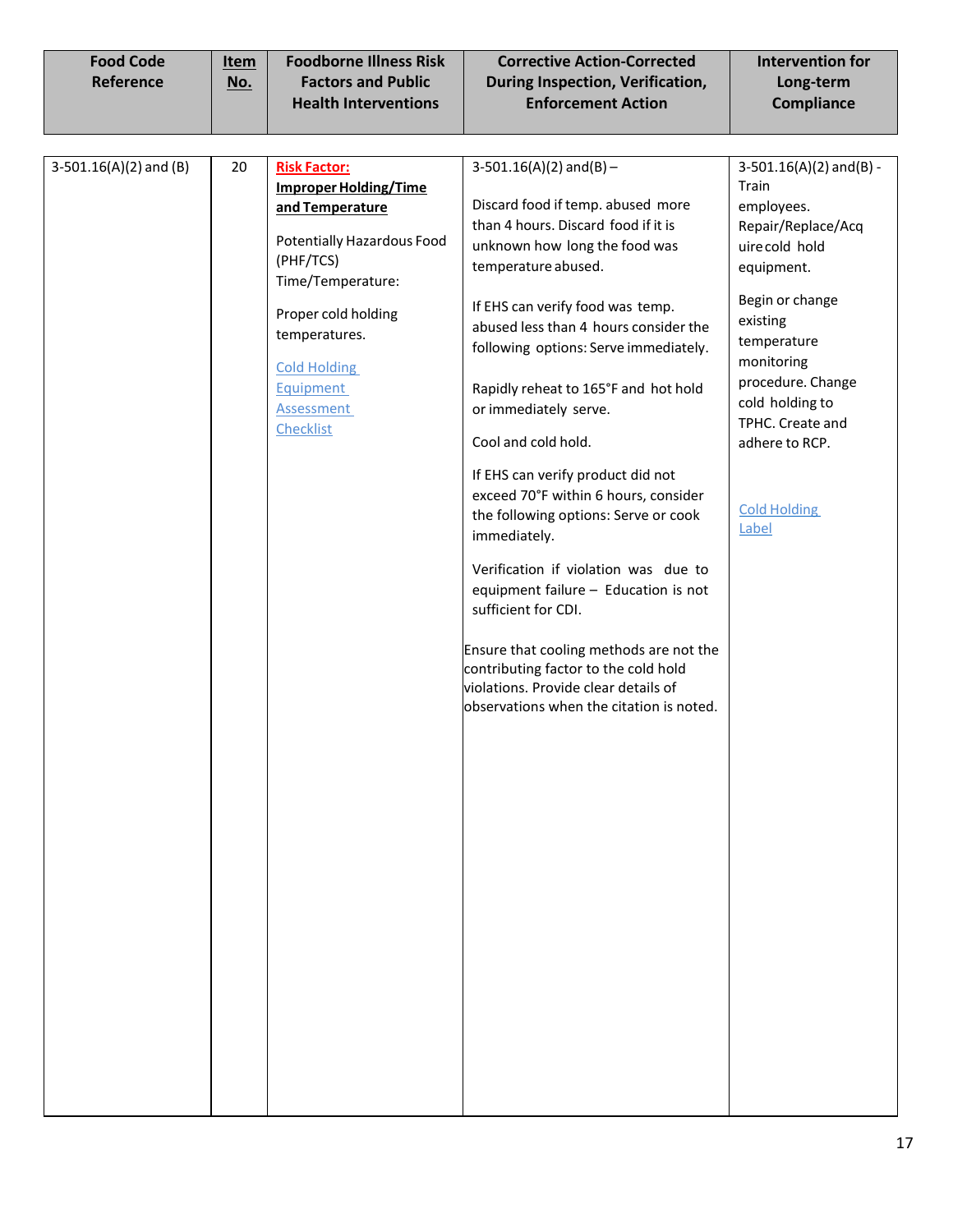| Food Code Reference | Item No. | Foodborne Illness Risk Factors and Public Health Interventions | Corrective Action-Corrected During Inspection, Verification, Enforcement Action | Intervention for Long-term Compliance |
|---|---|---|---|---|
| 3-501.16(A)(2) and (B) | 20 | **Risk Factor:** **Improper Holding/Time and Temperature**<br><br>Potentially Hazardous Food (PHF/TCS) Time/Temperature:<br><br>Proper cold holding temperatures.<br><br>Cold Holding Equipment Assessment Checklist | 3-501.16(A)(2) and(B) –<br><br>Discard food if temp. abused more than 4 hours. Discard food if it is unknown how long the food was temperature abused.<br><br>If EHS can verify food was temp. abused less than 4 hours consider the following options: Serve immediately.<br><br>Rapidly reheat to 165°F and hot hold or immediately serve.<br><br>Cool and cold hold.<br><br>If EHS can verify product did not exceed 70°F within 6 hours, consider the following options: Serve or cook immediately.<br><br>Verification if violation was due to equipment failure – Education is not sufficient for CDI.<br><br>Ensure that cooling methods are not the contributing factor to the cold hold violations. Provide clear details of observations when the citation is noted. | 3-501.16(A)(2) and(B) - Train employees. Repair/Replace/Acquire cold hold equipment.<br><br>Begin or change existing temperature monitoring procedure. Change cold holding to TPHC. Create and adhere to RCP.<br><br>Cold Holding Label |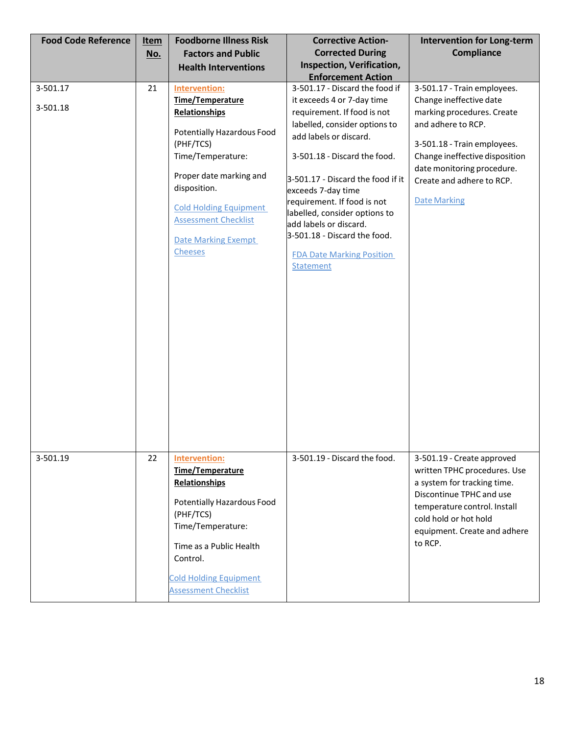| Food Code Reference | Item No. | Foodborne Illness Risk Factors and Public Health Interventions | Corrective Action- Corrected During Inspection, Verification, Enforcement Action | Intervention for Long-term Compliance |
|---|---|---|---|---|
| 3-501.17<br><br>3-501.18 | 21 | **Intervention:**<br>**Time/Temperature Relationships**<br><br>Potentially Hazardous Food (PHF/TCS) Time/Temperature:<br><br>Proper date marking and disposition.<br><br>Cold Holding Equipment Assessment Checklist<br><br>Date Marking Exempt Cheeses | 3-501.17 - Discard the food if it exceeds 4 or 7-day time requirement. If food is not labelled, consider options to add labels or discard.<br><br>3-501.18 - Discard the food.<br><br>3-501.17 - Discard the food if it exceeds 7-day time requirement. If food is not labelled, consider options to add labels or discard.<br>3-501.18 - Discard the food.<br><br>FDA Date Marking Position Statement | 3-501.17 - Train employees. Change ineffective date marking procedures. Create and adhere to RCP.<br><br>3-501.18 - Train employees. Change ineffective disposition date monitoring procedure. Create and adhere to RCP.<br><br>Date Marking |
| 3-501.19 | 22 | **Intervention:**<br>**Time/Temperature Relationships**<br><br>Potentially Hazardous Food (PHF/TCS) Time/Temperature:<br><br>Time as a Public Health Control.<br><br>Cold Holding Equipment Assessment Checklist | 3-501.19 - Discard the food. | 3-501.19 - Create approved written TPHC procedures. Use a system for tracking time. Discontinue TPHC and use temperature control. Install cold hold or hot hold equipment. Create and adhere to RCP. |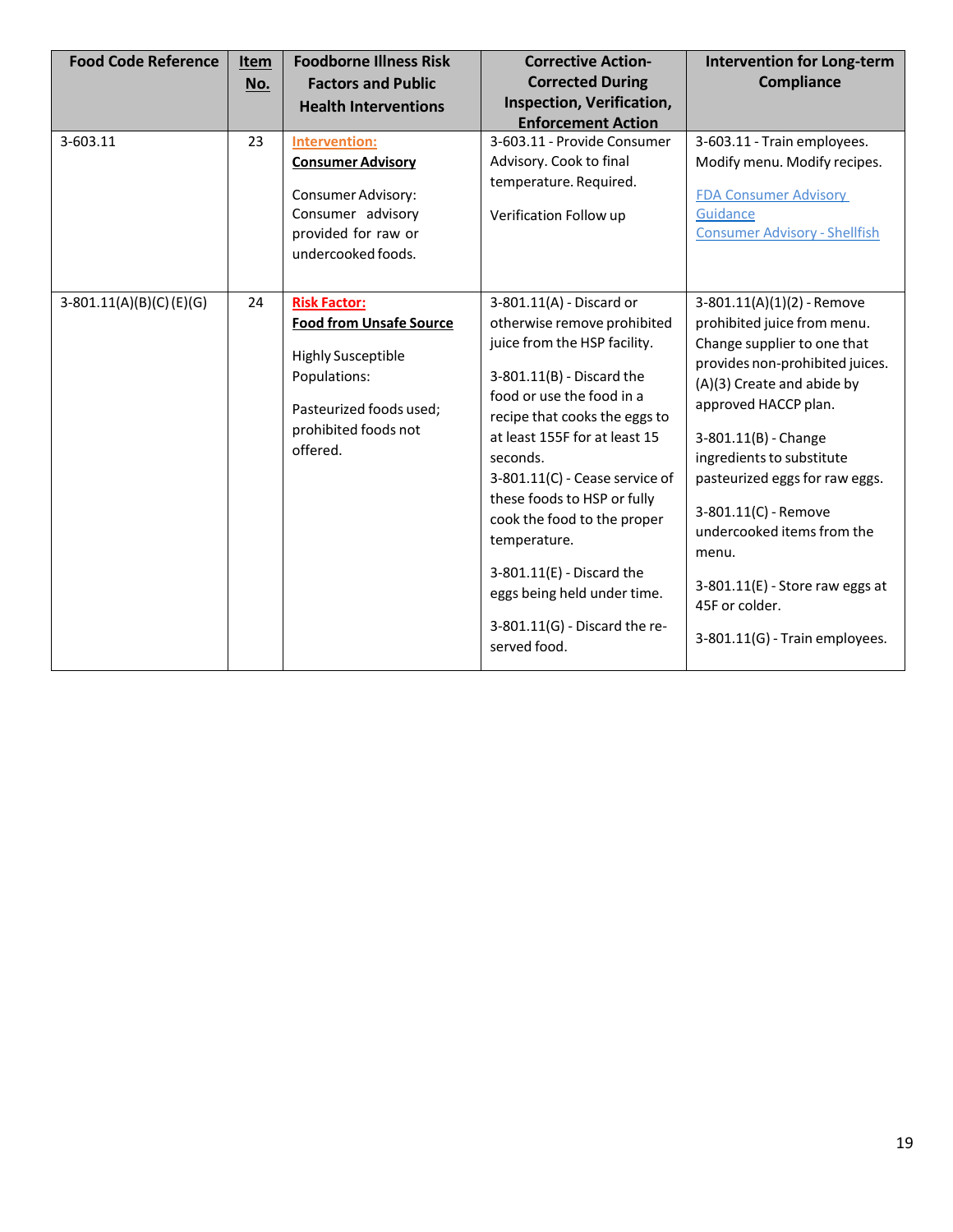| Food Code Reference | Item No. | Foodborne Illness Risk Factors and Public Health Interventions | Corrective Action- Corrected During Inspection, Verification, Enforcement Action | Intervention for Long-term Compliance |
|---|---|---|---|---|
| 3-603.11 | 23 | **Intervention:** <br> **Consumer Advisory** <br><br> Consumer Advisory: Consumer advisory provided for raw or undercooked foods. | 3-603.11 - Provide Consumer Advisory. Cook to final temperature. Required. <br><br> Verification Follow up | 3-603.11 - Train employees. Modify menu. Modify recipes. <br><br> FDA Consumer Advisory Guidance <br> Consumer Advisory - Shellfish |
| 3-801.11(A)(B)(C) (E)(G) | 24 | **Risk Factor:** <br> **Food from Unsafe Source** <br><br> Highly Susceptible Populations: <br><br> Pasteurized foods used; prohibited foods not offered. | 3-801.11(A) - Discard or otherwise remove prohibited juice from the HSP facility. <br><br> 3-801.11(B) - Discard the food or use the food in a recipe that cooks the eggs to at least 155F for at least 15 seconds. <br> 3-801.11(C) - Cease service of these foods to HSP or fully cook the food to the proper temperature. <br><br> 3-801.11(E) - Discard the eggs being held under time. <br><br> 3-801.11(G) - Discard the re-served food. | 3-801.11(A)(1)(2) - Remove prohibited juice from menu. Change supplier to one that provides non-prohibited juices. (A)(3) Create and abide by approved HACCP plan. <br><br> 3-801.11(B) - Change ingredients to substitute pasteurized eggs for raw eggs. <br><br> 3-801.11(C) - Remove undercooked items from the menu. <br><br> 3-801.11(E) - Store raw eggs at 45F or colder. <br><br> 3-801.11(G) - Train employees. |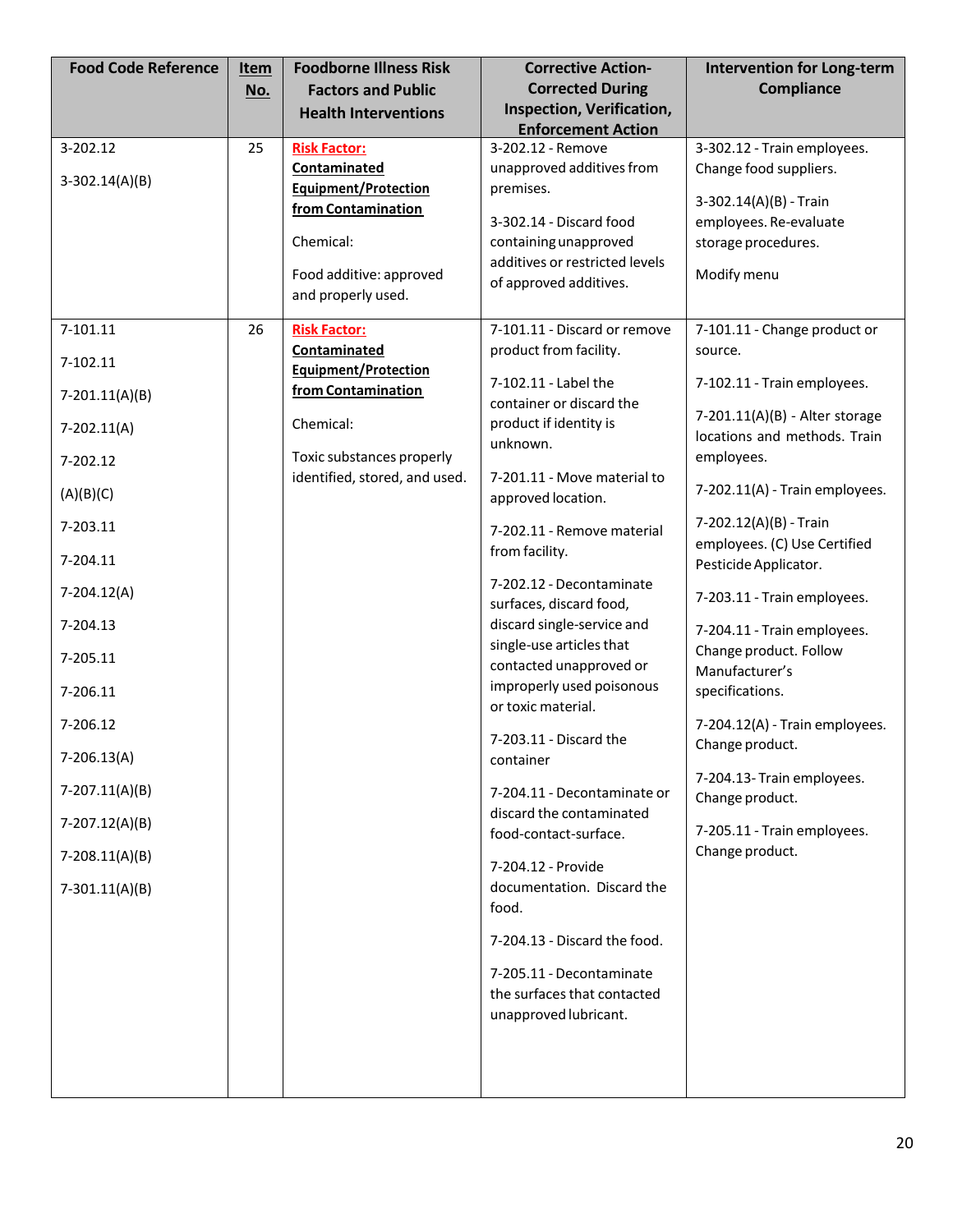| Food Code Reference | Item No. | Foodborne Illness Risk Factors and Public Health Interventions | Corrective Action- Corrected During Inspection, Verification, Enforcement Action | Intervention for Long-term Compliance |
|---|---|---|---|---|
| 3-202.12<br><br>3-302.14(A)(B) | 25 | **Risk Factor:**<br>**Contaminated Equipment/Protection from Contamination**<br><br>Chemical:<br><br>Food additive: approved and properly used. | 3-202.12 - Remove unapproved additives from premises.<br><br>3-302.14 - Discard food containing unapproved additives or restricted levels of approved additives. | 3-302.12 - Train employees. Change food suppliers.<br><br>3-302.14(A)(B) - Train employees. Re-evaluate storage procedures.<br><br>Modify menu |
| 7-101.11<br><br>7-102.11<br><br>7-201.11(A)(B)<br><br>7-202.11(A)<br><br>7-202.12<br><br>(A)(B)(C)<br><br>7-203.11<br><br>7-204.11<br><br>7-204.12(A)<br><br>7-204.13<br><br>7-205.11<br><br>7-206.11<br><br>7-206.12<br><br>7-206.13(A)<br><br>7-207.11(A)(B)<br><br>7-207.12(A)(B)<br><br>7-208.11(A)(B)<br><br>7-301.11(A)(B) | 26 | **Risk Factor:**<br>**Contaminated Equipment/Protection from Contamination**<br><br>Chemical:<br><br>Toxic substances properly identified, stored, and used. | 7-101.11 - Discard or remove product from facility.<br><br>7-102.11 - Label the container or discard the product if identity is unknown.<br><br>7-201.11 - Move material to approved location.<br><br>7-202.11 - Remove material from facility.<br><br>7-202.12 - Decontaminate surfaces, discard food, discard single-service and single-use articles that contacted unapproved or improperly used poisonous or toxic material.<br><br>7-203.11 - Discard the container<br><br>7-204.11 - Decontaminate or discard the contaminated food-contact-surface.<br><br>7-204.12 - Provide documentation. Discard the food.<br><br>7-204.13 - Discard the food.<br><br>7-205.11 - Decontaminate the surfaces that contacted unapproved lubricant. | 7-101.11 - Change product or source.<br><br>7-102.11 - Train employees.<br><br>7-201.11(A)(B) - Alter storage locations and methods. Train employees.<br><br>7-202.11(A) - Train employees.<br><br>7-202.12(A)(B) - Train employees. (C) Use Certified Pesticide Applicator.<br><br>7-203.11 - Train employees.<br><br>7-204.11 - Train employees. Change product. Follow Manufacturer's specifications.<br><br>7-204.12(A) - Train employees. Change product.<br><br>7-204.13- Train employees. Change product.<br><br>7-205.11 - Train employees. Change product. |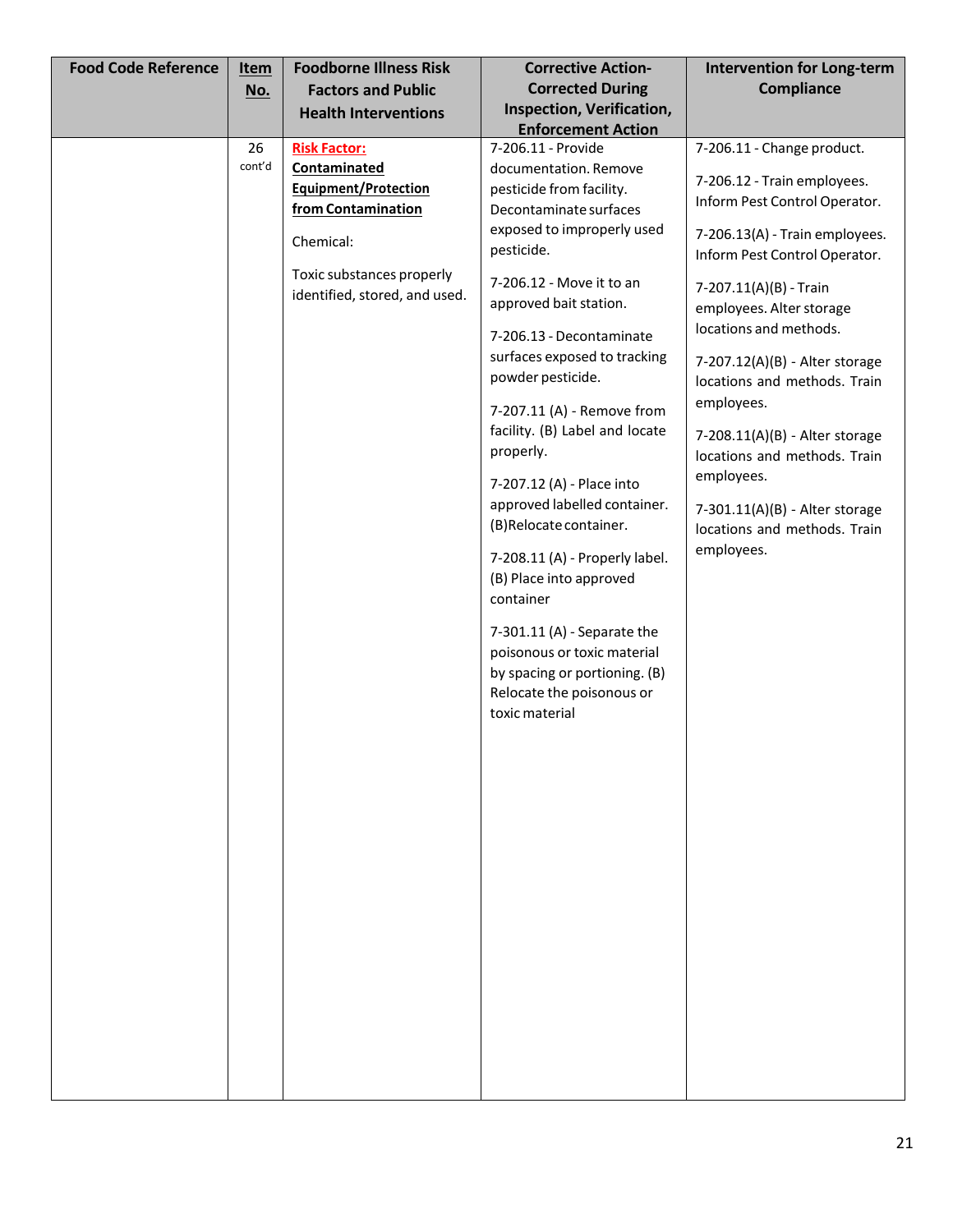| Food Code Reference | Item No. | Foodborne Illness Risk Factors and Public Health Interventions | Corrective Action- Corrected During Inspection, Verification, Enforcement Action | Intervention for Long-term Compliance |
|---|---|---|---|---|
| | 26 cont'd | **Risk Factor:** **Contaminated Equipment/Protection from Contamination**<br><br>Chemical:<br><br>Toxic substances properly identified, stored, and used. | 7-206.11 - Provide documentation. Remove pesticide from facility. Decontaminate surfaces exposed to improperly used pesticide.<br><br>7-206.12 - Move it to an approved bait station.<br><br>7-206.13 - Decontaminate surfaces exposed to tracking powder pesticide.<br><br>7-207.11 (A) - Remove from facility. (B) Label and locate properly.<br><br>7-207.12 (A) - Place into approved labelled container. (B)Relocate container.<br><br>7-208.11 (A) - Properly label. (B) Place into approved container<br><br>7-301.11 (A) - Separate the poisonous or toxic material by spacing or portioning. (B) Relocate the poisonous or toxic material | 7-206.11 - Change product.<br><br>7-206.12 - Train employees. Inform Pest Control Operator.<br><br>7-206.13(A) - Train employees. Inform Pest Control Operator.<br><br>7-207.11(A)(B) - Train employees. Alter storage locations and methods.<br><br>7-207.12(A)(B) - Alter storage locations and methods. Train employees.<br><br>7-208.11(A)(B) - Alter storage locations and methods. Train employees.<br><br>7-301.11(A)(B) - Alter storage locations and methods. Train employees. |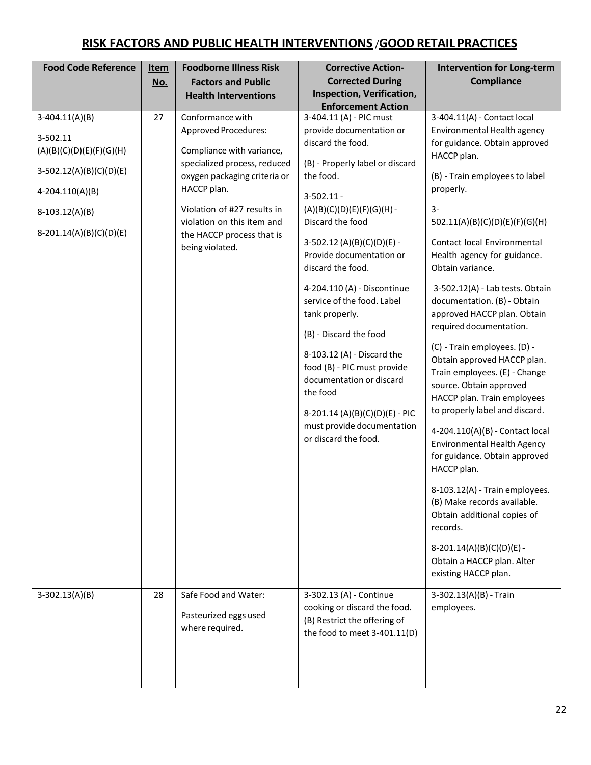## RISK FACTORS AND PUBLIC HEALTH INTERVENTIONS /GOOD RETAIL PRACTICES

| Food Code Reference | Item No. | Foodborne Illness Risk Factors and Public Health Interventions | Corrective Action- Corrected During Inspection, Verification, Enforcement Action | Intervention for Long-term Compliance |
|---|---|---|---|---|
| 3-404.11(A)(B)<br><br>3-502.11 (A)(B)(C)(D)(E)(F)(G)(H)<br><br>3-502.12(A)(B)(C)(D)(E)<br><br>4-204.110(A)(B)<br><br>8-103.12(A)(B)<br><br>8-201.14(A)(B)(C)(D)(E) | 27 | Conformance with Approved Procedures:<br><br>Compliance with variance, specialized process, reduced oxygen packaging criteria or HACCP plan.<br><br>Violation of #27 results in violation on this item and the HACCP process that is being violated. | 3-404.11 (A) - PIC must provide documentation or discard the food.<br><br>(B) - Properly label or discard the food.<br><br>3-502.11 - (A)(B)(C)(D)(E)(F)(G)(H) - Discard the food<br><br>3-502.12 (A)(B)(C)(D)(E) - Provide documentation or discard the food.<br><br>4-204.110 (A) - Discontinue service of the food. Label tank properly.<br><br>(B) - Discard the food<br><br>8-103.12 (A) - Discard the food (B) - PIC must provide documentation or discard the food<br><br>8-201.14 (A)(B)(C)(D)(E) - PIC must provide documentation or discard the food. | 3-404.11(A) - Contact local Environmental Health agency for guidance. Obtain approved HACCP plan.<br><br>(B) - Train employees to label properly.<br><br>3-502.11(A)(B)(C)(D)(E)(F)(G)(H)<br><br>Contact local Environmental Health agency for guidance. Obtain variance.<br><br>3-502.12(A) - Lab tests. Obtain documentation. (B) - Obtain approved HACCP plan. Obtain required documentation.<br><br>(C) - Train employees. (D) - Obtain approved HACCP plan. Train employees. (E) - Change source. Obtain approved HACCP plan. Train employees to properly label and discard.<br><br>4-204.110(A)(B) - Contact local Environmental Health Agency for guidance. Obtain approved HACCP plan.<br><br>8-103.12(A) - Train employees. (B) Make records available. Obtain additional copies of records.<br><br>8-201.14(A)(B)(C)(D)(E) - Obtain a HACCP plan. Alter existing HACCP plan. |
| 3-302.13(A)(B) | 28 | Safe Food and Water:<br><br>Pasteurized eggs used where required. | 3-302.13 (A) - Continue cooking or discard the food. (B) Restrict the offering of the food to meet 3-401.11(D) | 3-302.13(A)(B) - Train employees. |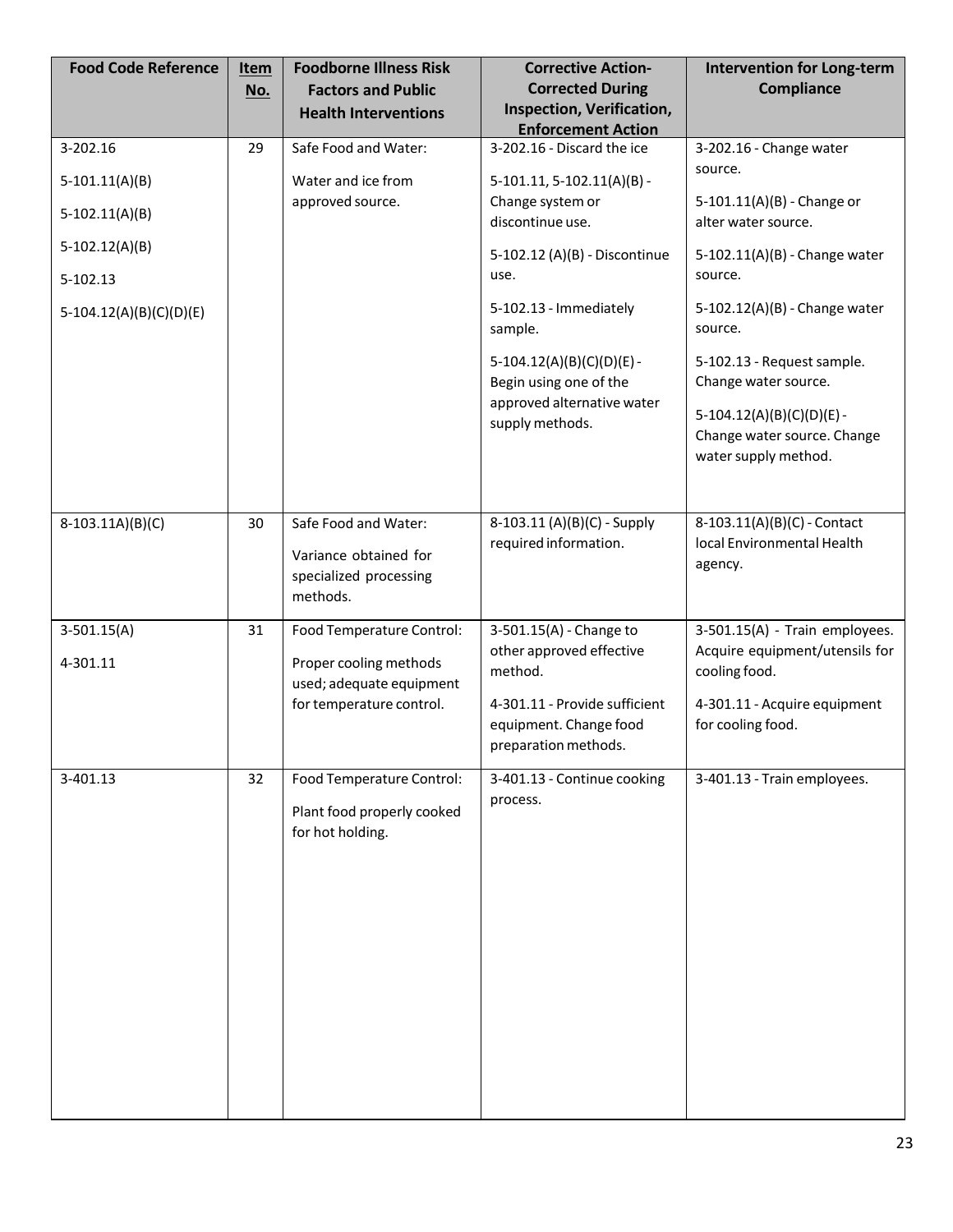| Food Code Reference | Item No. | Foodborne Illness Risk Factors and Public Health Interventions | Corrective Action- Corrected During Inspection, Verification, Enforcement Action | Intervention for Long-term Compliance |
|---|---|---|---|---|
| 3-202.16<br>5-101.11(A)(B)<br>5-102.11(A)(B)<br>5-102.12(A)(B)<br>5-102.13<br>5-104.12(A)(B)(C)(D)(E) | 29 | Safe Food and Water:<br>Water and ice from approved source. | 3-202.16 - Discard the ice<br>5-101.11, 5-102.11(A)(B) - Change system or discontinue use.<br>5-102.12 (A)(B) - Discontinue use.<br>5-102.13 - Immediately sample.<br>5-104.12(A)(B)(C)(D)(E) - Begin using one of the approved alternative water supply methods. | 3-202.16 - Change water source.<br>5-101.11(A)(B) - Change or alter water source.<br>5-102.11(A)(B) - Change water source.<br>5-102.12(A)(B) - Change water source.<br>5-102.13 - Request sample. Change water source.<br>5-104.12(A)(B)(C)(D)(E) - Change water source. Change water supply method. |
| 8-103.11A)(B)(C) | 30 | Safe Food and Water:<br>Variance obtained for specialized processing methods. | 8-103.11 (A)(B)(C) - Supply required information. | 8-103.11(A)(B)(C) - Contact local Environmental Health agency. |
| 3-501.15(A)<br>4-301.11 | 31 | Food Temperature Control:<br>Proper cooling methods used; adequate equipment for temperature control. | 3-501.15(A) - Change to other approved effective method.<br>4-301.11 - Provide sufficient equipment. Change food preparation methods. | 3-501.15(A) - Train employees. Acquire equipment/utensils for cooling food.<br>4-301.11 - Acquire equipment for cooling food. |
| 3-401.13 | 32 | Food Temperature Control:<br>Plant food properly cooked for hot holding. | 3-401.13 - Continue cooking process. | 3-401.13 - Train employees. |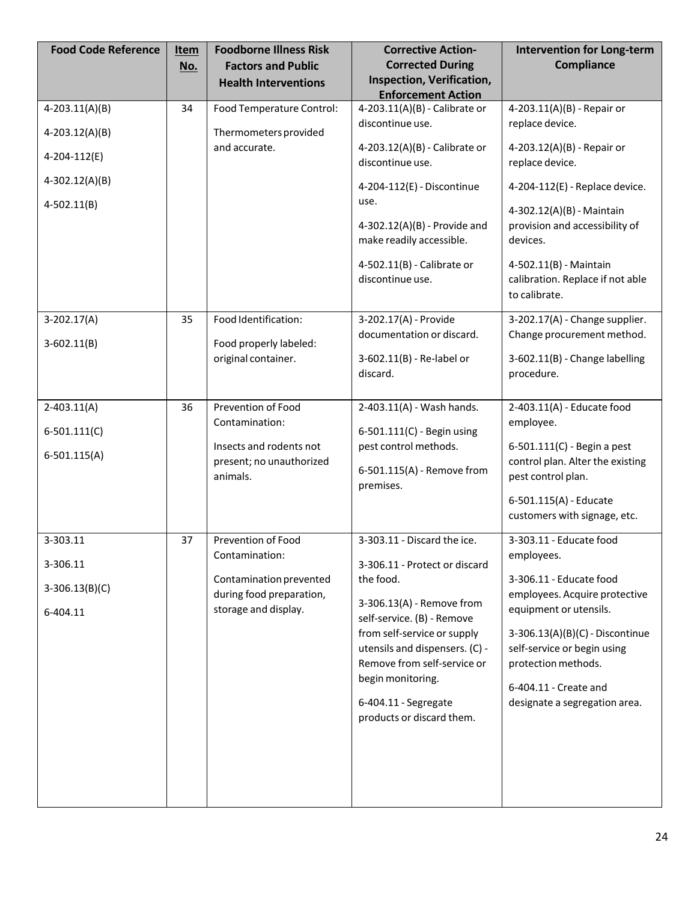| Food Code Reference | Item No. | Foodborne Illness Risk Factors and Public Health Interventions | Corrective Action- Corrected During Inspection, Verification, Enforcement Action | Intervention for Long-term Compliance |
|---|---|---|---|---|
| 4-203.11(A)(B)<br>4-203.12(A)(B)<br>4-204-112(E)<br>4-302.12(A)(B)<br>4-502.11(B) | 34 | Food Temperature Control:<br>Thermometers provided and accurate. | 4-203.11(A)(B) - Calibrate or discontinue use.<br>4-203.12(A)(B) - Calibrate or discontinue use.<br>4-204-112(E) - Discontinue use.<br>4-302.12(A)(B) - Provide and make readily accessible.<br>4-502.11(B) - Calibrate or discontinue use. | 4-203.11(A)(B) - Repair or replace device.<br>4-203.12(A)(B) - Repair or replace device.<br>4-204-112(E) - Replace device.<br>4-302.12(A)(B) - Maintain provision and accessibility of devices.<br>4-502.11(B) - Maintain calibration. Replace if not able to calibrate. |
| 3-202.17(A)<br>3-602.11(B) | 35 | Food Identification:<br>Food properly labeled: original container. | 3-202.17(A) - Provide documentation or discard.<br>3-602.11(B) - Re-label or discard. | 3-202.17(A) - Change supplier. Change procurement method.<br>3-602.11(B) - Change labelling procedure. |
| 2-403.11(A)<br>6-501.111(C)<br>6-501.115(A) | 36 | Prevention of Food Contamination:<br>Insects and rodents not present; no unauthorized animals. | 2-403.11(A) - Wash hands.<br>6-501.111(C) - Begin using pest control methods.<br>6-501.115(A) - Remove from premises. | 2-403.11(A) - Educate food employee.<br>6-501.111(C) - Begin a pest control plan. Alter the existing pest control plan.<br>6-501.115(A) - Educate customers with signage, etc. |
| 3-303.11<br>3-306.11<br>3-306.13(B)(C)<br>6-404.11 | 37 | Prevention of Food Contamination:<br>Contamination prevented during food preparation, storage and display. | 3-303.11 - Discard the ice.<br>3-306.11 - Protect or discard the food.<br>3-306.13(A) - Remove from self-service. (B) - Remove from self-service or supply utensils and dispensers. (C) - Remove from self-service or begin monitoring.<br>6-404.11 - Segregate products or discard them. | 3-303.11 - Educate food employees.<br>3-306.11 - Educate food employees. Acquire protective equipment or utensils.<br>3-306.13(A)(B)(C) - Discontinue self-service or begin using protection methods.<br>6-404.11 - Create and designate a segregation area. |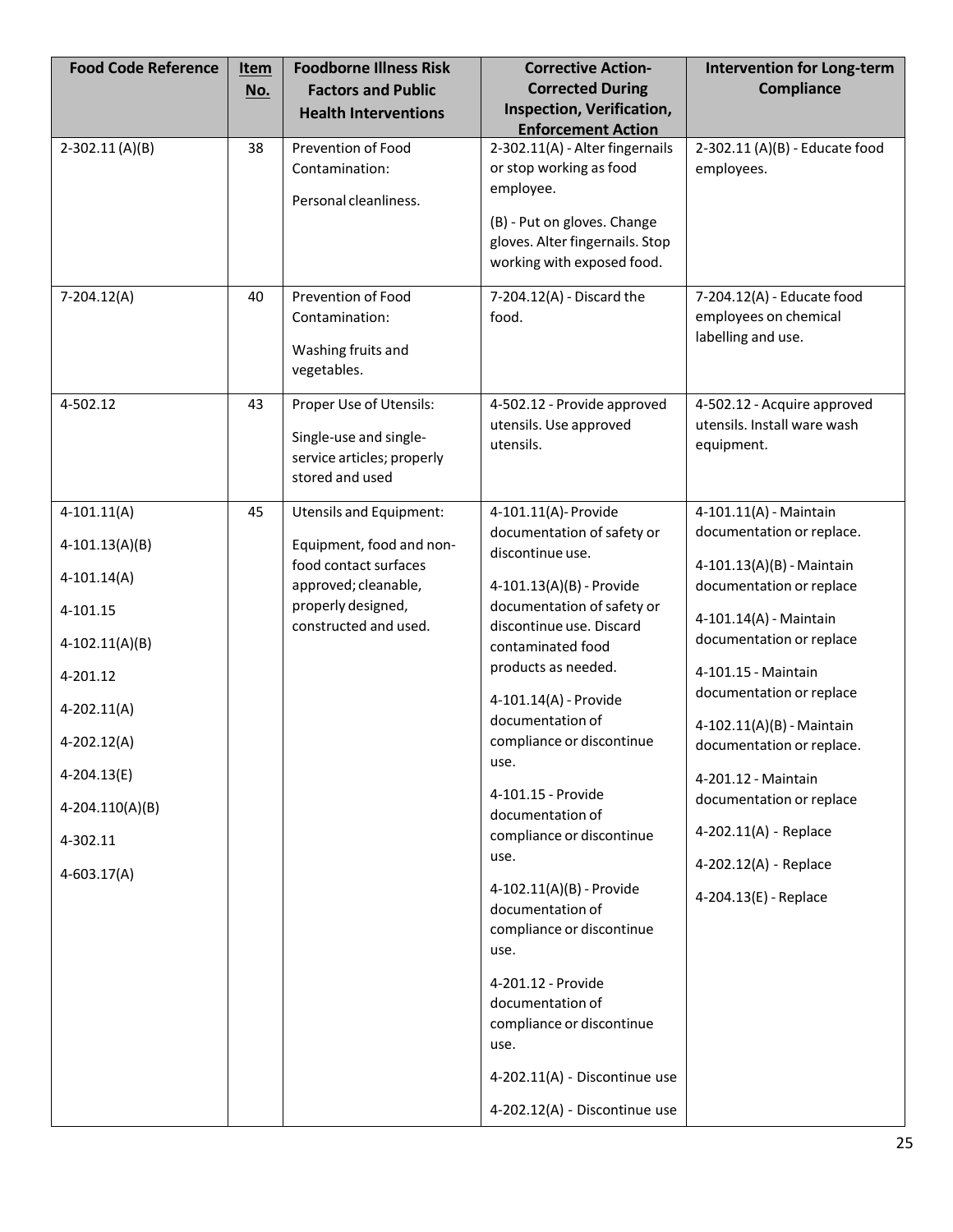| Food Code Reference | Item No. | Foodborne Illness Risk Factors and Public Health Interventions | Corrective Action- Corrected During Inspection, Verification, Enforcement Action | Intervention for Long-term Compliance |
|---|---|---|---|---|
| 2-302.11 (A)(B) | 38 | Prevention of Food Contamination:<br><br>Personal cleanliness. | 2-302.11(A) - Alter fingernails or stop working as food employee.<br><br>(B) - Put on gloves. Change gloves. Alter fingernails. Stop working with exposed food. | 2-302.11 (A)(B) - Educate food employees. |
| 7-204.12(A) | 40 | Prevention of Food Contamination:<br><br>Washing fruits and vegetables. | 7-204.12(A) - Discard the food. | 7-204.12(A) - Educate food employees on chemical labelling and use. |
| 4-502.12 | 43 | Proper Use of Utensils:<br><br>Single-use and single-service articles; properly stored and used | 4-502.12 - Provide approved utensils. Use approved utensils. | 4-502.12 - Acquire approved utensils. Install ware wash equipment. |
| 4-101.11(A)<br><br>4-101.13(A)(B)<br><br>4-101.14(A)<br><br>4-101.15<br><br>4-102.11(A)(B)<br><br>4-201.12<br><br>4-202.11(A)<br><br>4-202.12(A)<br><br>4-204.13(E)<br><br>4-204.110(A)(B)<br><br>4-302.11<br><br>4-603.17(A) | 45 | Utensils and Equipment:<br><br>Equipment, food and non-food contact surfaces approved; cleanable, properly designed, constructed and used. | 4-101.11(A)- Provide documentation of safety or discontinue use.<br><br>4-101.13(A)(B) - Provide documentation of safety or discontinue use. Discard contaminated food products as needed.<br><br>4-101.14(A) - Provide documentation of compliance or discontinue use.<br><br>4-101.15 - Provide documentation of compliance or discontinue use.<br><br>4-102.11(A)(B) - Provide documentation of compliance or discontinue use.<br><br>4-201.12 - Provide documentation of compliance or discontinue use.<br><br>4-202.11(A) - Discontinue use<br><br>4-202.12(A) - Discontinue use | 4-101.11(A) - Maintain documentation or replace.<br><br>4-101.13(A)(B) - Maintain documentation or replace<br><br>4-101.14(A) - Maintain documentation or replace<br><br>4-101.15 - Maintain documentation or replace<br><br>4-102.11(A)(B) - Maintain documentation or replace.<br><br>4-201.12 - Maintain documentation or replace<br><br>4-202.11(A) - Replace<br><br>4-202.12(A) - Replace<br><br>4-204.13(E) - Replace |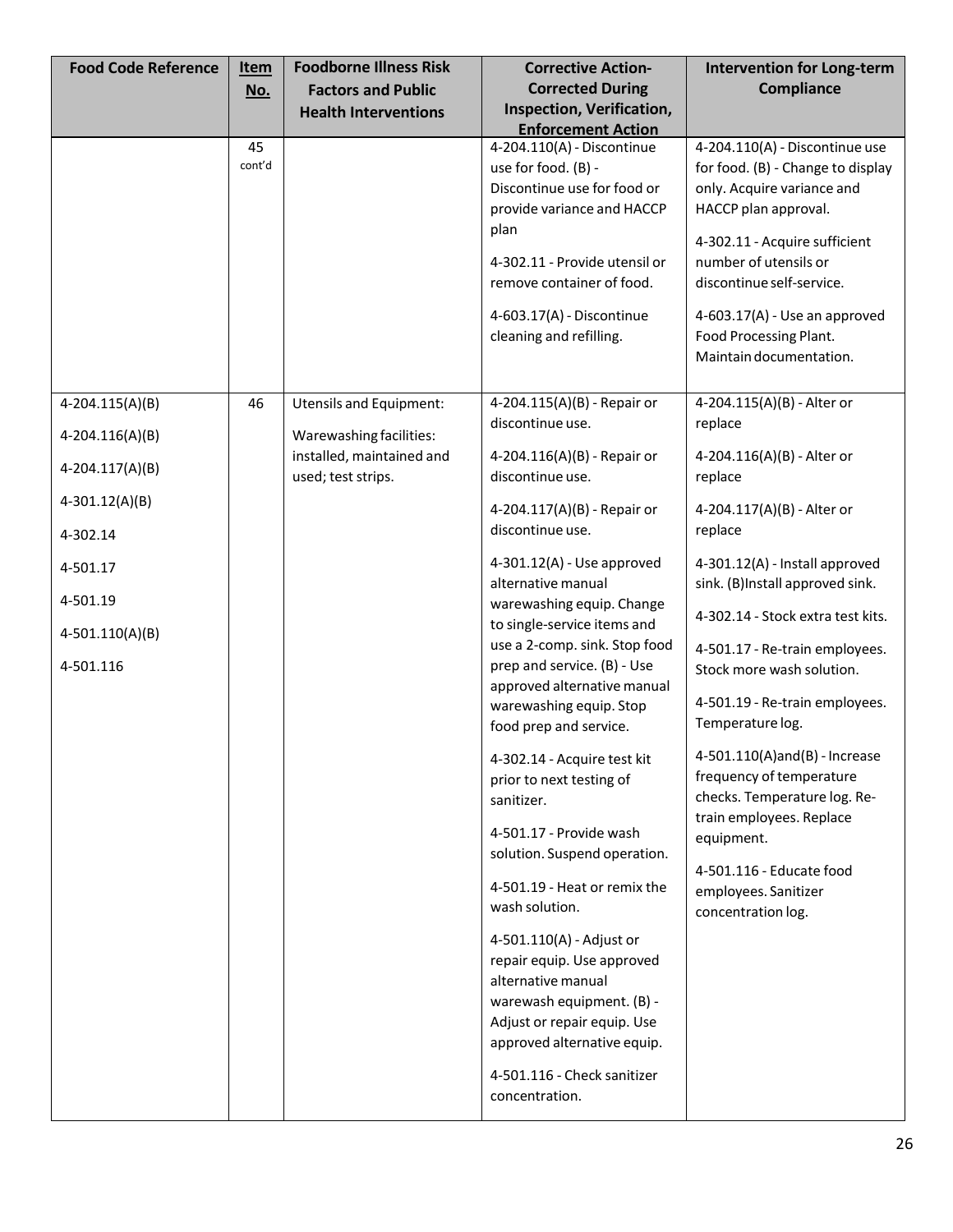| Food Code Reference | Item No. | Foodborne Illness Risk Factors and Public Health Interventions | Corrective Action-Corrected During Inspection, Verification, Enforcement Action | Intervention for Long-term Compliance |
|---|---|---|---|---|
| | 45 cont'd | | 4-204.110(A) - Discontinue use for food. (B) - Discontinue use for food or provide variance and HACCP plan<br><br>4-302.11 - Provide utensil or remove container of food.<br><br>4-603.17(A) - Discontinue cleaning and refilling. | 4-204.110(A) - Discontinue use for food. (B) - Change to display only. Acquire variance and HACCP plan approval.<br><br>4-302.11 - Acquire sufficient number of utensils or discontinue self-service.<br><br>4-603.17(A) - Use an approved Food Processing Plant. Maintain documentation. |
| 4-204.115(A)(B)<br><br>4-204.116(A)(B)<br><br>4-204.117(A)(B)<br><br>4-301.12(A)(B)<br><br>4-302.14<br><br>4-501.17<br><br>4-501.19<br><br>4-501.110(A)(B)<br><br>4-501.116 | 46 | Utensils and Equipment:<br><br>Warewashing facilities: installed, maintained and used; test strips. | 4-204.115(A)(B) - Repair or discontinue use.<br><br>4-204.116(A)(B) - Repair or discontinue use.<br><br>4-204.117(A)(B) - Repair or discontinue use.<br><br>4-301.12(A) - Use approved alternative manual warewashing equip. Change to single-service items and use a 2-comp. sink. Stop food prep and service. (B) - Use approved alternative manual warewashing equip. Stop food prep and service.<br><br>4-302.14 - Acquire test kit prior to next testing of sanitizer.<br><br>4-501.17 - Provide wash solution. Suspend operation.<br><br>4-501.19 - Heat or remix the wash solution.<br><br>4-501.110(A) - Adjust or repair equip. Use approved alternative manual warewash equipment. (B) - Adjust or repair equip. Use approved alternative equip.<br><br>4-501.116 - Check sanitizer concentration. | 4-204.115(A)(B) - Alter or replace<br><br>4-204.116(A)(B) - Alter or replace<br><br>4-204.117(A)(B) - Alter or replace<br><br>4-301.12(A) - Install approved sink. (B)Install approved sink.<br><br>4-302.14 - Stock extra test kits.<br><br>4-501.17 - Re-train employees. Stock more wash solution.<br><br>4-501.19 - Re-train employees. Temperature log.<br><br>4-501.110(A)and(B) - Increase frequency of temperature checks. Temperature log. Re-train employees. Replace equipment.<br><br>4-501.116 - Educate food employees. Sanitizer concentration log. |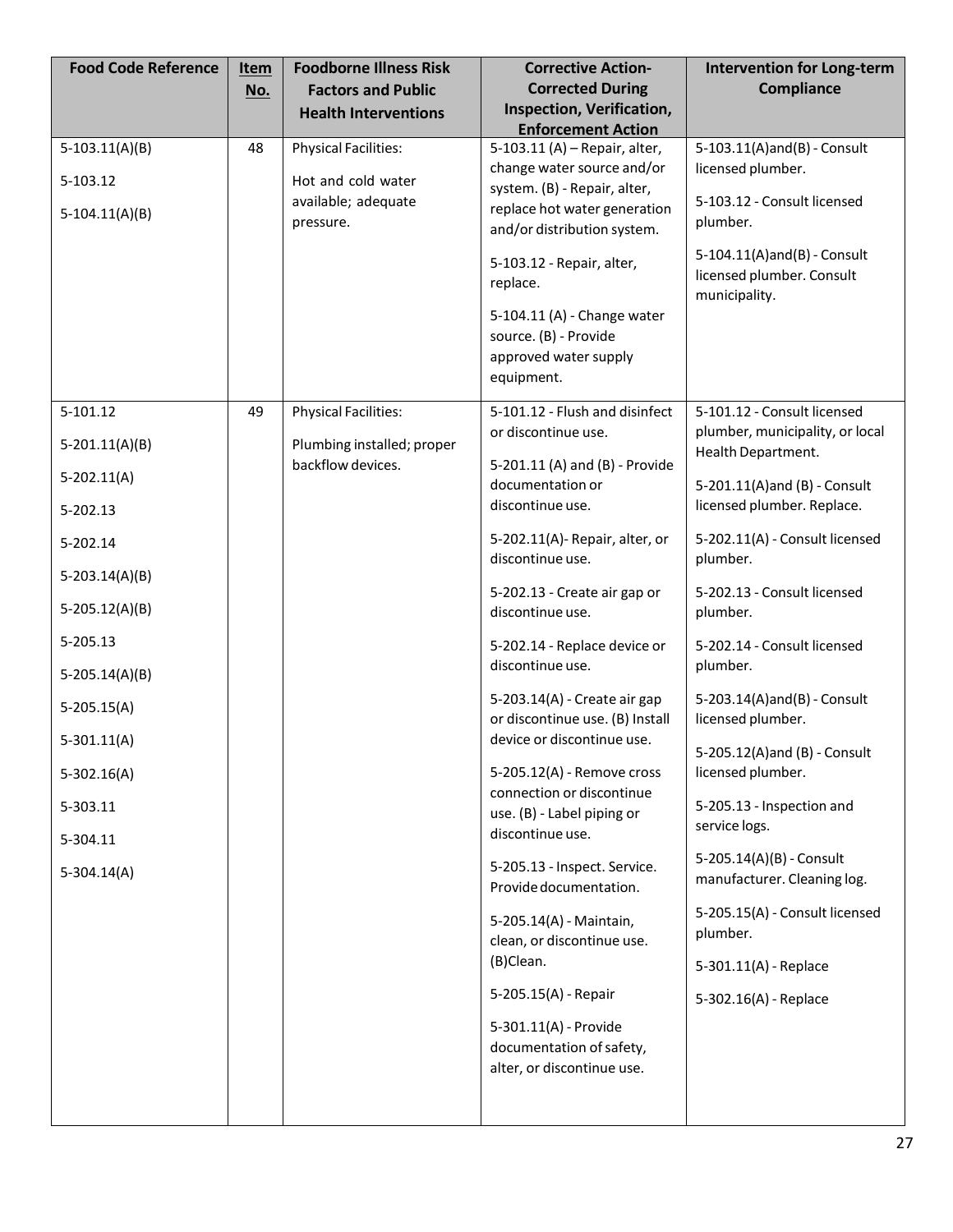| Food Code Reference | Item No. | Foodborne Illness Risk Factors and Public Health Interventions | Corrective Action-Corrected During Inspection, Verification, Enforcement Action | Intervention for Long-term Compliance |
|---|---|---|---|---|
| 5-103.11(A)(B)<br><br>5-103.12<br><br>5-104.11(A)(B) | 48 | Physical Facilities:<br><br>Hot and cold water available; adequate pressure. | 5-103.11 (A) – Repair, alter, change water source and/or system. (B) - Repair, alter, replace hot water generation and/or distribution system.<br><br>5-103.12 - Repair, alter, replace.<br><br>5-104.11 (A) - Change water source. (B) - Provide approved water supply equipment. | 5-103.11(A)and(B) - Consult licensed plumber.<br><br>5-103.12 - Consult licensed plumber.<br><br>5-104.11(A)and(B) - Consult licensed plumber. Consult municipality. |
| 5-101.12<br><br>5-201.11(A)(B)<br><br>5-202.11(A)<br><br>5-202.13<br><br>5-202.14<br><br>5-203.14(A)(B)<br><br>5-205.12(A)(B)<br><br>5-205.13<br><br>5-205.14(A)(B)<br><br>5-205.15(A)<br><br>5-301.11(A)<br><br>5-302.16(A)<br><br>5-303.11<br><br>5-304.11<br><br>5-304.14(A) | 49 | Physical Facilities:<br><br>Plumbing installed; proper backflow devices. | 5-101.12 - Flush and disinfect or discontinue use.<br><br>5-201.11 (A) and (B) - Provide documentation or discontinue use.<br><br>5-202.11(A)- Repair, alter, or discontinue use.<br><br>5-202.13 - Create air gap or discontinue use.<br><br>5-202.14 - Replace device or discontinue use.<br><br>5-203.14(A) - Create air gap or discontinue use. (B) Install device or discontinue use.<br><br>5-205.12(A) - Remove cross connection or discontinue use. (B) - Label piping or discontinue use.<br><br>5-205.13 - Inspect. Service. Provide documentation.<br><br>5-205.14(A) - Maintain, clean, or discontinue use. (B)Clean.<br><br>5-205.15(A) - Repair<br><br>5-301.11(A) - Provide documentation of safety, alter, or discontinue use. | 5-101.12 - Consult licensed plumber, municipality, or local Health Department.<br><br>5-201.11(A)and (B) - Consult licensed plumber. Replace.<br><br>5-202.11(A) - Consult licensed plumber.<br><br>5-202.13 - Consult licensed plumber.<br><br>5-202.14 - Consult licensed plumber.<br><br>5-203.14(A)and(B) - Consult licensed plumber.<br><br>5-205.12(A)and (B) - Consult licensed plumber.<br><br>5-205.13 - Inspection and service logs.<br><br>5-205.14(A)(B) - Consult manufacturer. Cleaning log.<br><br>5-205.15(A) - Consult licensed plumber.<br><br>5-301.11(A) - Replace<br><br>5-302.16(A) - Replace |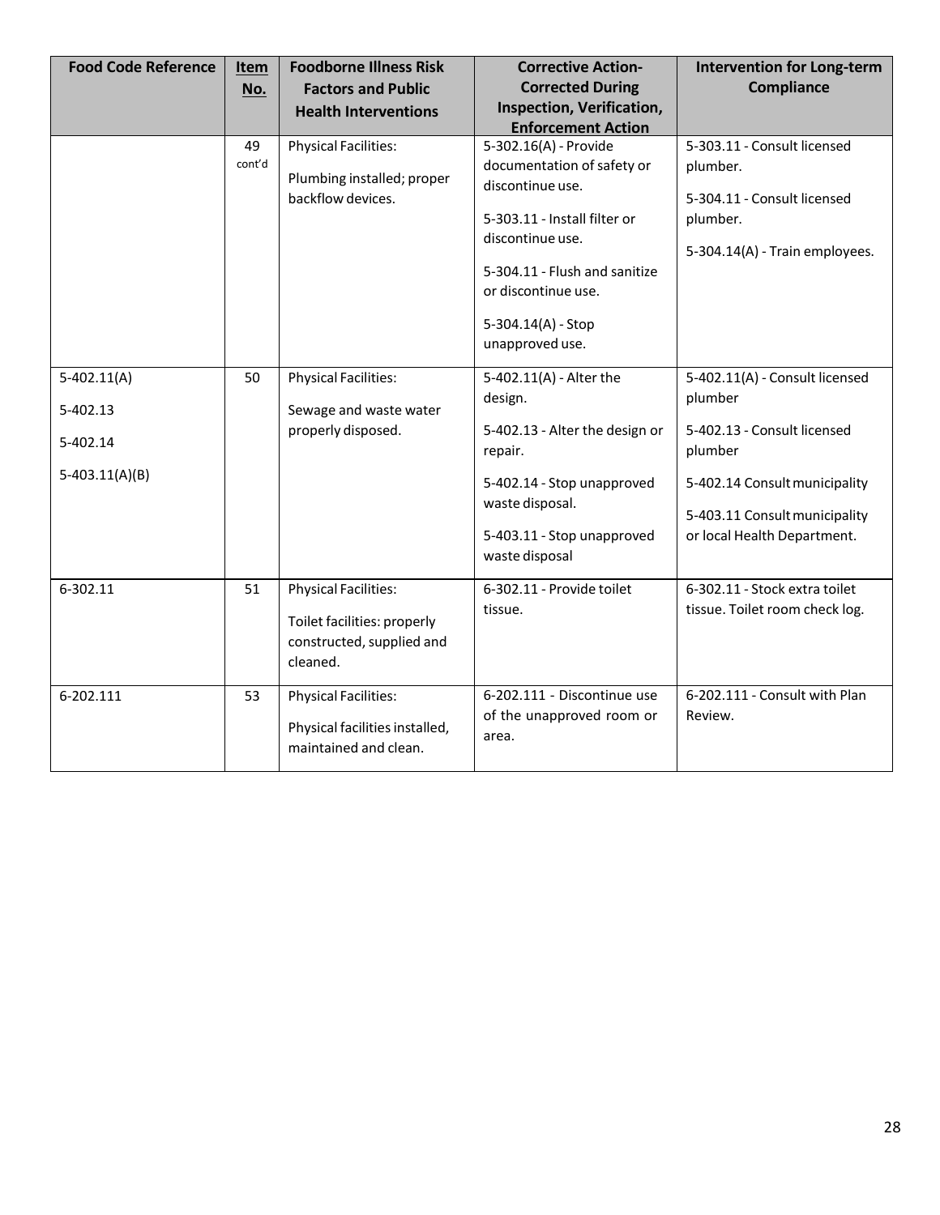| Food Code Reference | Item No. | Foodborne Illness Risk Factors and Public Health Interventions | Corrective Action- Corrected During Inspection, Verification, Enforcement Action | Intervention for Long-term Compliance |
|---|---|---|---|---|
| | 49 cont'd | Physical Facilities:<br>Plumbing installed; proper backflow devices. | 5-302.16(A) - Provide documentation of safety or discontinue use.<br>5-303.11 - Install filter or discontinue use.<br>5-304.11 - Flush and sanitize or discontinue use.<br>5-304.14(A) - Stop unapproved use. | 5-303.11 - Consult licensed plumber.<br>5-304.11 - Consult licensed plumber.<br>5-304.14(A) - Train employees. |
| 5-402.11(A)<br>5-402.13<br>5-402.14<br>5-403.11(A)(B) | 50 | Physical Facilities:<br>Sewage and waste water properly disposed. | 5-402.11(A) - Alter the design.<br>5-402.13 - Alter the design or repair.<br>5-402.14 - Stop unapproved waste disposal.<br>5-403.11 - Stop unapproved waste disposal | 5-402.11(A) - Consult licensed plumber<br>5-402.13 - Consult licensed plumber<br>5-402.14 Consult municipality<br>5-403.11 Consult municipality or local Health Department. |
| 6-302.11 | 51 | Physical Facilities:<br>Toilet facilities: properly constructed, supplied and cleaned. | 6-302.11 - Provide toilet tissue. | 6-302.11 - Stock extra toilet tissue. Toilet room check log. |
| 6-202.111 | 53 | Physical Facilities:<br>Physical facilities installed, maintained and clean. | 6-202.111 - Discontinue use of the unapproved room or area. | 6-202.111 - Consult with Plan Review. |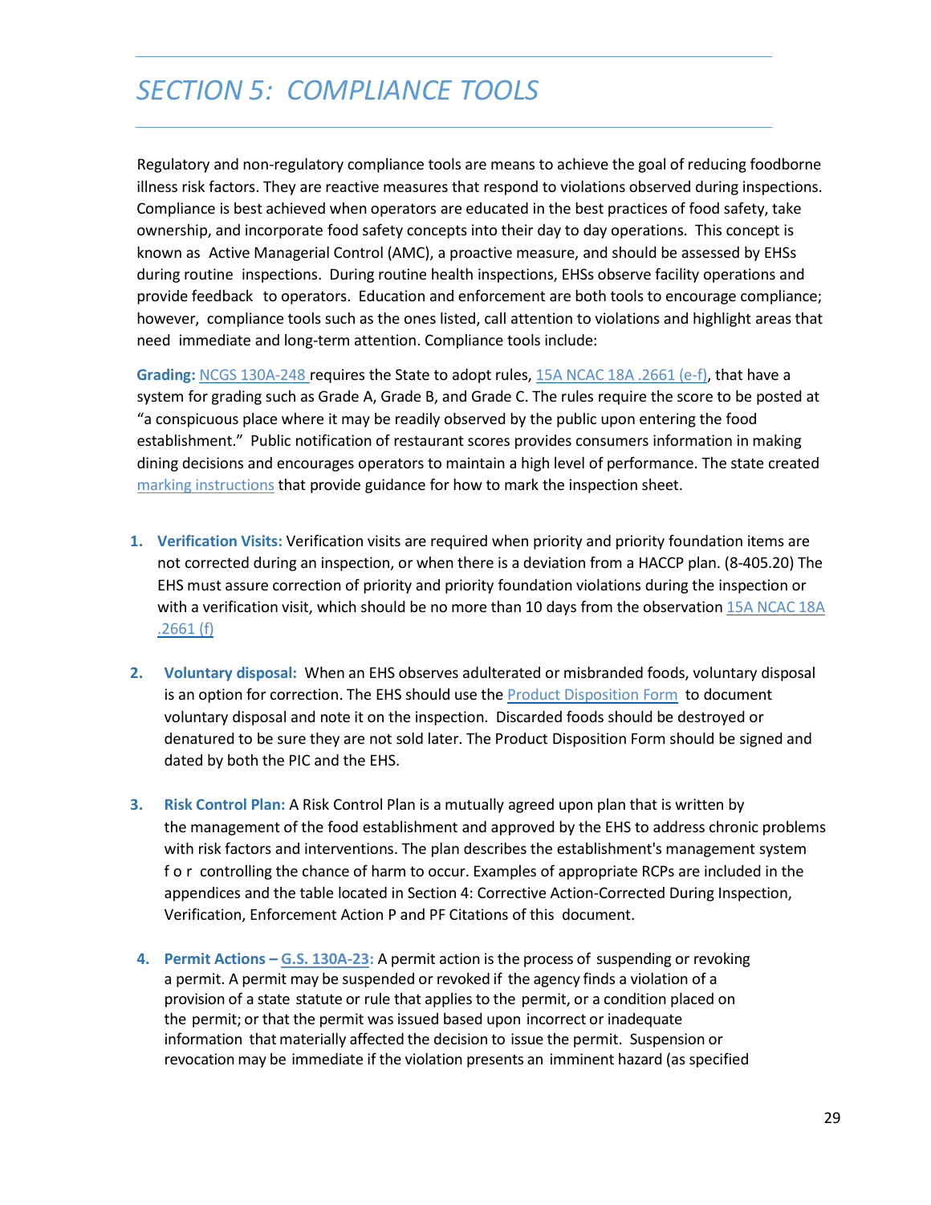# SECTION 5: COMPLIANCE TOOLS

Regulatory and non-regulatory compliance tools are means to achieve the goal of reducing foodborne illness risk factors. They are reactive measures that respond to violations observed during inspections. Compliance is best achieved when operators are educated in the best practices of food safety, take ownership, and incorporate food safety concepts into their day to day operations. This concept is known as Active Managerial Control (AMC), a proactive measure, and should be assessed by EHSs during routine inspections. During routine health inspections, EHSs observe facility operations and provide feedback to operators. Education and enforcement are both tools to encourage compliance; however, compliance tools such as the ones listed, call attention to violations and highlight areas that need immediate and long-term attention. Compliance tools include:

**Grading:** NCGS 130A-248 requires the State to adopt rules, 15A NCAC 18A .2661 (e-f), that have a system for grading such as Grade A, Grade B, and Grade C. The rules require the score to be posted at "a conspicuous place where it may be readily observed by the public upon entering the food establishment." Public notification of restaurant scores provides consumers information in making dining decisions and encourages operators to maintain a high level of performance. The state created marking instructions that provide guidance for how to mark the inspection sheet.

1. **Verification Visits:** Verification visits are required when priority and priority foundation items are not corrected during an inspection, or when there is a deviation from a HACCP plan. (8-405.20) The EHS must assure correction of priority and priority foundation violations during the inspection or with a verification visit, which should be no more than 10 days from the observation 15A NCAC 18A .2661 (f)

2. **Voluntary disposal:** When an EHS observes adulterated or misbranded foods, voluntary disposal is an option for correction. The EHS should use the Product Disposition Form to document voluntary disposal and note it on the inspection. Discarded foods should be destroyed or denatured to be sure they are not sold later. The Product Disposition Form should be signed and dated by both the PIC and the EHS.

3. **Risk Control Plan:** A Risk Control Plan is a mutually agreed upon plan that is written by the management of the food establishment and approved by the EHS to address chronic problems with risk factors and interventions. The plan describes the establishment's management system for controlling the chance of harm to occur. Examples of appropriate RCPs are included in the appendices and the table located in Section 4: Corrective Action-Corrected During Inspection, Verification, Enforcement Action P and PF Citations of this document.

4. **Permit Actions – G.S. 130A-23:** A permit action is the process of suspending or revoking a permit. A permit may be suspended or revoked if the agency finds a violation of a provision of a state statute or rule that applies to the permit, or a condition placed on the permit; or that the permit was issued based upon incorrect or inadequate information that materially affected the decision to issue the permit. Suspension or revocation may be immediate if the violation presents an imminent hazard (as specified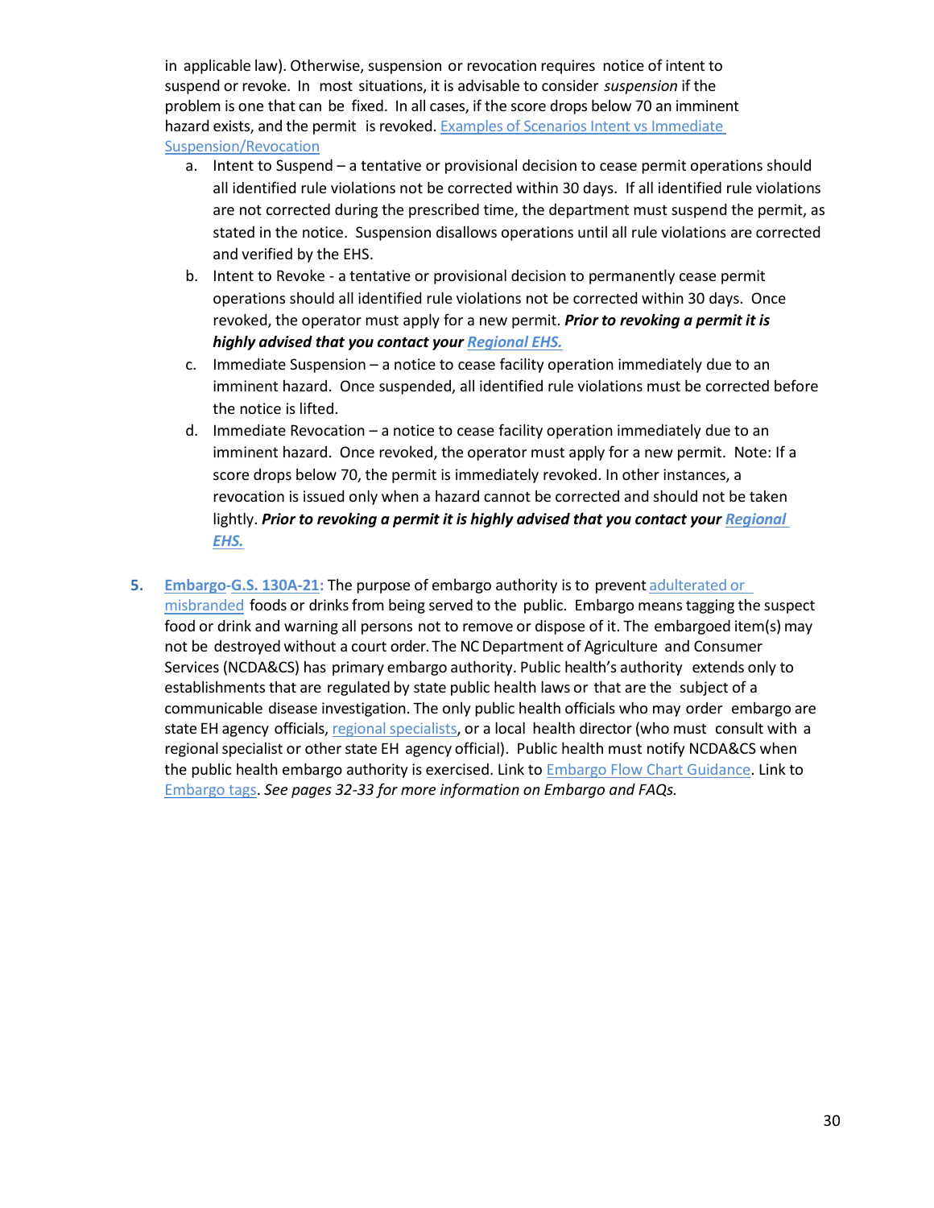in applicable law). Otherwise, suspension or revocation requires notice of intent to suspend or revoke. In most situations, it is advisable to consider *suspension* if the problem is one that can be fixed. In all cases, if the score drops below 70 an imminent hazard exists, and the permit is revoked. Examples of Scenarios Intent vs Immediate Suspension/Revocation

a. Intent to Suspend – a tentative or provisional decision to cease permit operations should all identified rule violations not be corrected within 30 days. If all identified rule violations are not corrected during the prescribed time, the department must suspend the permit, as stated in the notice. Suspension disallows operations until all rule violations are corrected and verified by the EHS.

b. Intent to Revoke - a tentative or provisional decision to permanently cease permit operations should all identified rule violations not be corrected within 30 days. Once revoked, the operator must apply for a new permit. ***Prior to revoking a permit it is highly advised that you contact your Regional EHS.***

c. Immediate Suspension – a notice to cease facility operation immediately due to an imminent hazard. Once suspended, all identified rule violations must be corrected before the notice is lifted.

d. Immediate Revocation – a notice to cease facility operation immediately due to an imminent hazard. Once revoked, the operator must apply for a new permit. Note: If a score drops below 70, the permit is immediately revoked. In other instances, a revocation is issued only when a hazard cannot be corrected and should not be taken lightly. ***Prior to revoking a permit it is highly advised that you contact your Regional EHS.***

5. **Embargo-G.S. 130A-21:** The purpose of embargo authority is to prevent adulterated or misbranded foods or drinks from being served to the public. Embargo means tagging the suspect food or drink and warning all persons not to remove or dispose of it. The embargoed item(s) may not be destroyed without a court order. The NC Department of Agriculture and Consumer Services (NCDA&CS) has primary embargo authority. Public health's authority extends only to establishments that are regulated by state public health laws or that are the subject of a communicable disease investigation. The only public health officials who may order embargo are state EH agency officials, regional specialists, or a local health director (who must consult with a regional specialist or other state EH agency official). Public health must notify NCDA&CS when the public health embargo authority is exercised. Link to Embargo Flow Chart Guidance. Link to Embargo tags. *See pages 32-33 for more information on Embargo and FAQs.*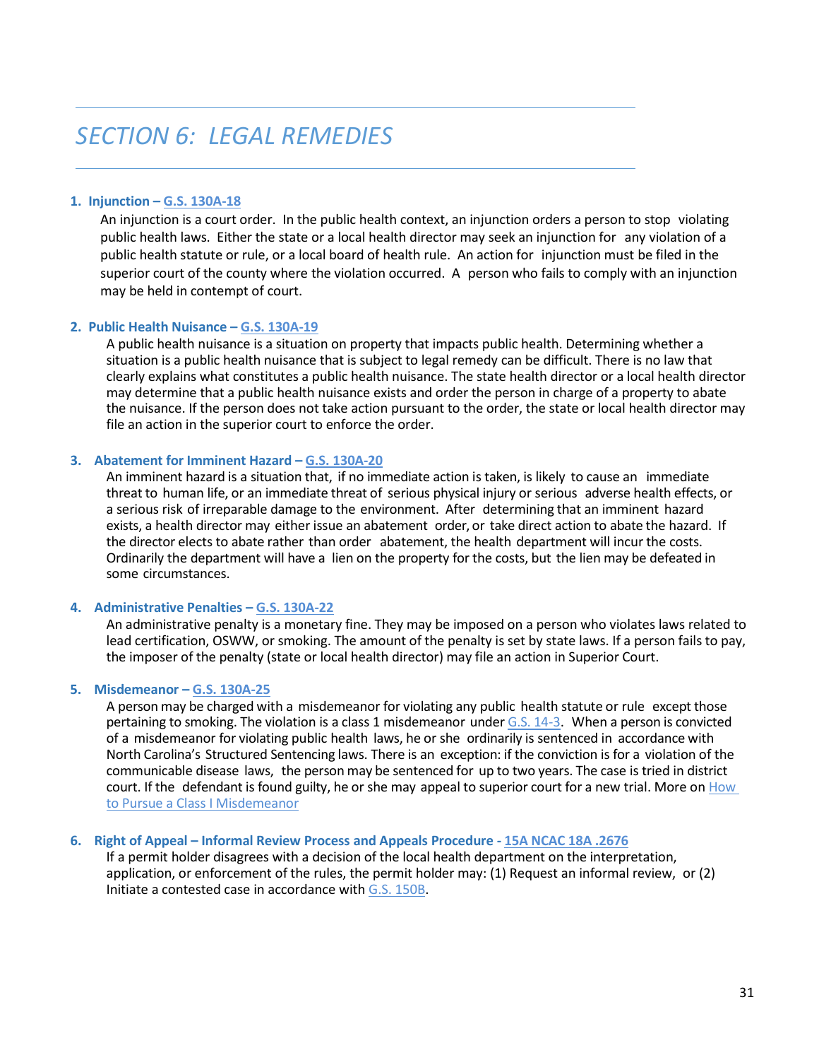# *SECTION 6: LEGAL REMEDIES*

1. **Injunction – G.S. 130A-18**

   An injunction is a court order. In the public health context, an injunction orders a person to stop violating public health laws. Either the state or a local health director may seek an injunction for any violation of a public health statute or rule, or a local board of health rule. An action for injunction must be filed in the superior court of the county where the violation occurred. A person who fails to comply with an injunction may be held in contempt of court.

2. **Public Health Nuisance – G.S. 130A-19**

   A public health nuisance is a situation on property that impacts public health. Determining whether a situation is a public health nuisance that is subject to legal remedy can be difficult. There is no law that clearly explains what constitutes a public health nuisance. The state health director or a local health director may determine that a public health nuisance exists and order the person in charge of a property to abate the nuisance. If the person does not take action pursuant to the order, the state or local health director may file an action in the superior court to enforce the order.

3. **Abatement for Imminent Hazard – G.S. 130A-20**

   An imminent hazard is a situation that, if no immediate action is taken, is likely to cause an immediate threat to human life, or an immediate threat of serious physical injury or serious adverse health effects, or a serious risk of irreparable damage to the environment. After determining that an imminent hazard exists, a health director may either issue an abatement order, or take direct action to abate the hazard. If the director elects to abate rather than order abatement, the health department will incur the costs. Ordinarily the department will have a lien on the property for the costs, but the lien may be defeated in some circumstances.

4. **Administrative Penalties – G.S. 130A-22**

   An administrative penalty is a monetary fine. They may be imposed on a person who violates laws related to lead certification, OSWW, or smoking. The amount of the penalty is set by state laws. If a person fails to pay, the imposer of the penalty (state or local health director) may file an action in Superior Court.

5. **Misdemeanor – G.S. 130A-25**

   A person may be charged with a misdemeanor for violating any public health statute or rule except those pertaining to smoking. The violation is a class 1 misdemeanor under G.S. 14-3. When a person is convicted of a misdemeanor for violating public health laws, he or she ordinarily is sentenced in accordance with North Carolina's Structured Sentencing laws. There is an exception: if the conviction is for a violation of the communicable disease laws, the person may be sentenced for up to two years. The case is tried in district court. If the defendant is found guilty, he or she may appeal to superior court for a new trial. More on How to Pursue a Class I Misdemeanor

6. **Right of Appeal – Informal Review Process and Appeals Procedure - 15A NCAC 18A .2676**

   If a permit holder disagrees with a decision of the local health department on the interpretation, application, or enforcement of the rules, the permit holder may: (1) Request an informal review, or (2) Initiate a contested case in accordance with G.S. 150B.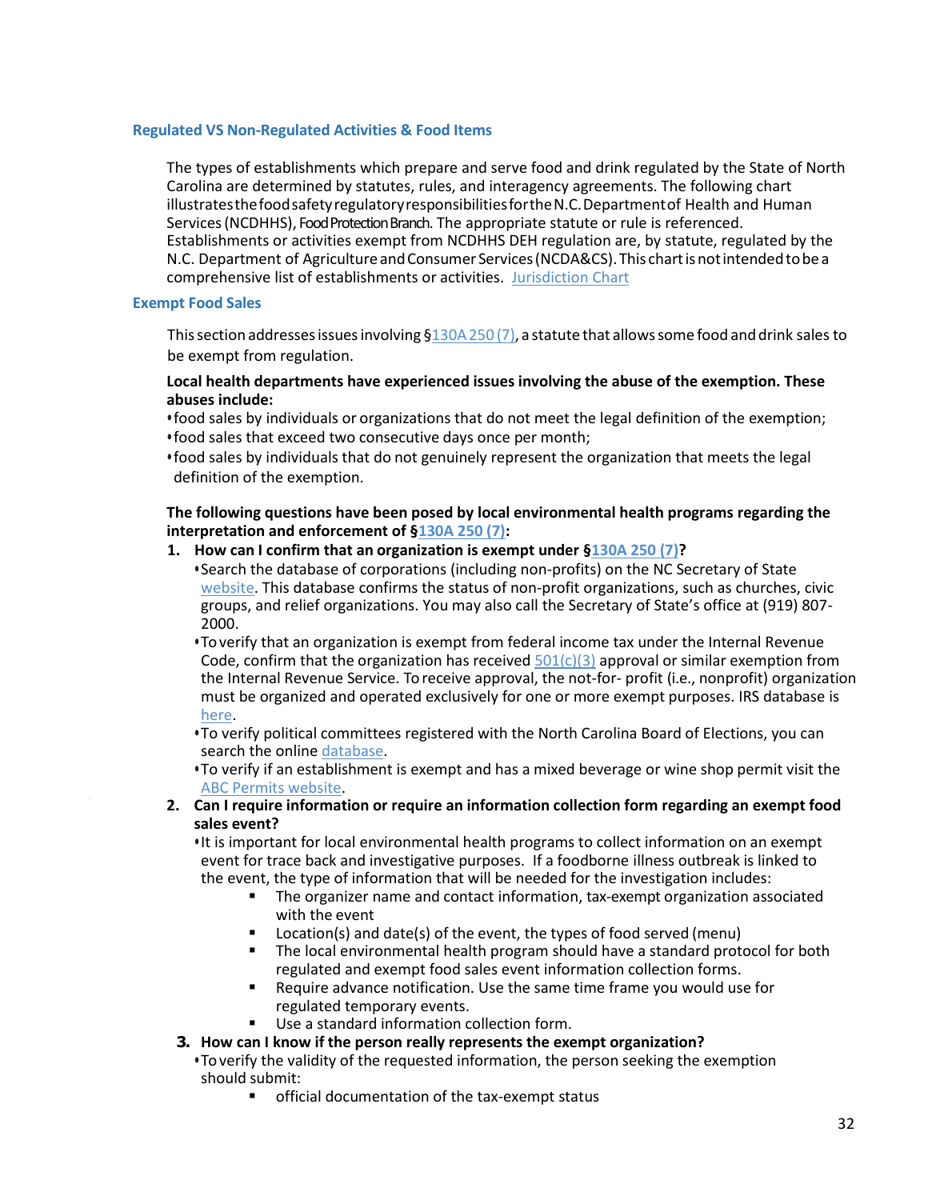### Regulated VS Non-Regulated Activities & Food Items

The types of establishments which prepare and serve food and drink regulated by the State of North Carolina are determined by statutes, rules, and interagency agreements. The following chart illustrates the food safety regulatory responsibilities for the N.C. Department of Health and Human Services (NCDHHS), Food Protection Branch. The appropriate statute or rule is referenced. Establishments or activities exempt from NCDHHS DEH regulation are, by statute, regulated by the N.C. Department of Agriculture and Consumer Services (NCDA&CS). This chart is not intended to be a comprehensive list of establishments or activities. Jurisdiction Chart

### Exempt Food Sales

This section addresses issues involving §130A 250 (7), a statute that allows some food and drink sales to be exempt from regulation.

**Local health departments have experienced issues involving the abuse of the exemption. These abuses include:**

- food sales by individuals or organizations that do not meet the legal definition of the exemption;
- food sales that exceed two consecutive days once per month;
- food sales by individuals that do not genuinely represent the organization that meets the legal definition of the exemption.

**The following questions have been posed by local environmental health programs regarding the interpretation and enforcement of §130A 250 (7):**

1. **How can I confirm that an organization is exempt under §130A 250 (7)?**
   - Search the database of corporations (including non-profits) on the NC Secretary of State website. This database confirms the status of non-profit organizations, such as churches, civic groups, and relief organizations. You may also call the Secretary of State's office at (919) 807-2000.
   - To verify that an organization is exempt from federal income tax under the Internal Revenue Code, confirm that the organization has received 501(c)(3) approval or similar exemption from the Internal Revenue Service. To receive approval, the not-for- profit (i.e., nonprofit) organization must be organized and operated exclusively for one or more exempt purposes. IRS database is here.
   - To verify political committees registered with the North Carolina Board of Elections, you can search the online database.
   - To verify if an establishment is exempt and has a mixed beverage or wine shop permit visit the ABC Permits website.
2. **Can I require information or require an information collection form regarding an exempt food sales event?**
   - It is important for local environmental health programs to collect information on an exempt event for trace back and investigative purposes. If a foodborne illness outbreak is linked to the event, the type of information that will be needed for the investigation includes:
     - The organizer name and contact information, tax-exempt organization associated with the event
     - Location(s) and date(s) of the event, the types of food served (menu)
     - The local environmental health program should have a standard protocol for both regulated and exempt food sales event information collection forms.
     - Require advance notification. Use the same time frame you would use for regulated temporary events.
     - Use a standard information collection form.
3. **How can I know if the person really represents the exempt organization?**
   - To verify the validity of the requested information, the person seeking the exemption should submit:
     - official documentation of the tax-exempt status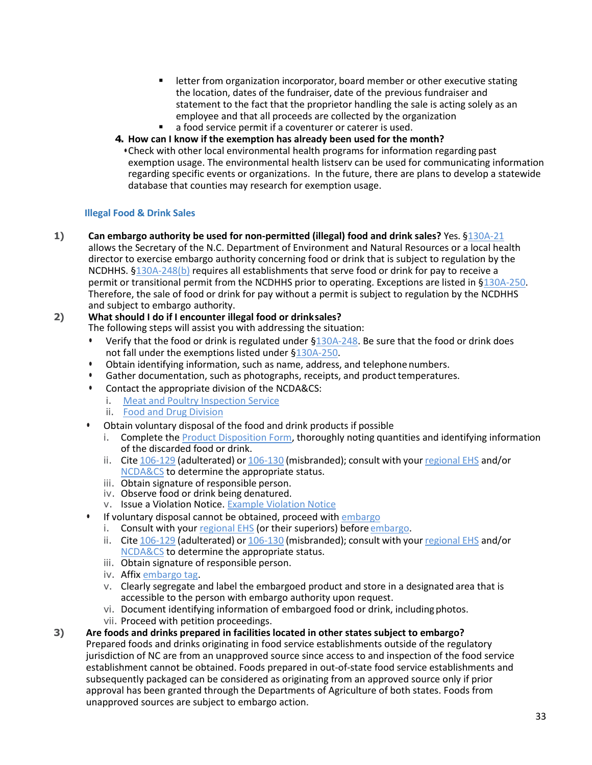- letter from organization incorporator, board member or other executive stating the location, dates of the fundraiser, date of the previous fundraiser and statement to the fact that the proprietor handling the sale is acting solely as an employee and that all proceeds are collected by the organization
  - a food service permit if a coventurer or caterer is used.

**4. How can I know if the exemption has already been used for the month?**

- Check with other local environmental health programs for information regarding past exemption usage. The environmental health listserv can be used for communicating information regarding specific events or organizations. In the future, there are plans to develop a statewide database that counties may research for exemption usage.

### Illegal Food & Drink Sales

**1) Can embargo authority be used for non-permitted (illegal) food and drink sales?** Yes. §130A-21 allows the Secretary of the N.C. Department of Environment and Natural Resources or a local health director to exercise embargo authority concerning food or drink that is subject to regulation by the NCDHHS. §130A-248(b) requires all establishments that serve food or drink for pay to receive a permit or transitional permit from the NCDHHS prior to operating. Exceptions are listed in §130A-250. Therefore, the sale of food or drink for pay without a permit is subject to regulation by the NCDHHS and subject to embargo authority.

**2) What should I do if I encounter illegal food or drink sales?**
The following steps will assist you with addressing the situation:

- Verify that the food or drink is regulated under §130A-248. Be sure that the food or drink does not fall under the exemptions listed under §130A-250.
- Obtain identifying information, such as name, address, and telephone numbers.
- Gather documentation, such as photographs, receipts, and product temperatures.
- Contact the appropriate division of the NCDA&CS:
  i. Meat and Poultry Inspection Service
  ii. Food and Drug Division
- Obtain voluntary disposal of the food and drink products if possible
  i. Complete the Product Disposition Form, thoroughly noting quantities and identifying information of the discarded food or drink.
  ii. Cite 106-129 (adulterated) or 106-130 (misbranded); consult with your regional EHS and/or NCDA&CS to determine the appropriate status.
  iii. Obtain signature of responsible person.
  iv. Observe food or drink being denatured.
  v. Issue a Violation Notice. Example Violation Notice
- If voluntary disposal cannot be obtained, proceed with embargo
  i. Consult with your regional EHS (or their superiors) before embargo.
  ii. Cite 106-129 (adulterated) or 106-130 (misbranded); consult with your regional EHS and/or NCDA&CS to determine the appropriate status.
  iii. Obtain signature of responsible person.
  iv. Affix embargo tag.
  v. Clearly segregate and label the embargoed product and store in a designated area that is accessible to the person with embargo authority upon request.
  vi. Document identifying information of embargoed food or drink, including photos.
  vii. Proceed with petition proceedings.

**3) Are foods and drinks prepared in facilities located in other states subject to embargo?**
Prepared foods and drinks originating in food service establishments outside of the regulatory jurisdiction of NC are from an unapproved source since access to and inspection of the food service establishment cannot be obtained. Foods prepared in out-of-state food service establishments and subsequently packaged can be considered as originating from an approved source only if prior approval has been granted through the Departments of Agriculture of both states. Foods from unapproved sources are subject to embargo action.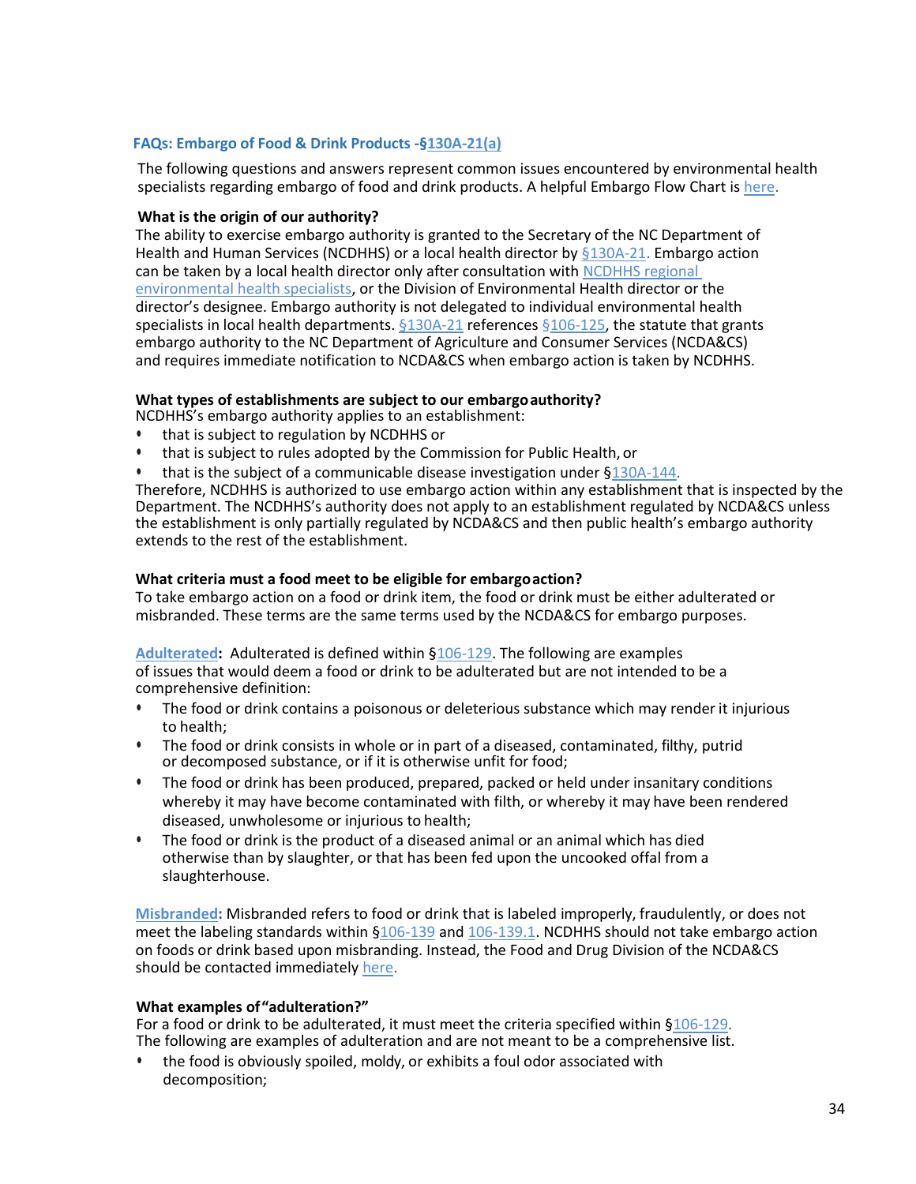### FAQs: Embargo of Food & Drink Products -§130A-21(a)

The following questions and answers represent common issues encountered by environmental health specialists regarding embargo of food and drink products. A helpful Embargo Flow Chart is here.

**What is the origin of our authority?**

The ability to exercise embargo authority is granted to the Secretary of the NC Department of Health and Human Services (NCDHHS) or a local health director by §130A-21. Embargo action can be taken by a local health director only after consultation with NCDHHS regional environmental health specialists, or the Division of Environmental Health director or the director's designee. Embargo authority is not delegated to individual environmental health specialists in local health departments. §130A-21 references §106-125, the statute that grants embargo authority to the NC Department of Agriculture and Consumer Services (NCDA&CS) and requires immediate notification to NCDA&CS when embargo action is taken by NCDHHS.

**What types of establishments are subject to our embargo authority?**

NCDHHS's embargo authority applies to an establishment:

- that is subject to regulation by NCDHHS or
- that is subject to rules adopted by the Commission for Public Health, or
- that is the subject of a communicable disease investigation under §130A-144.

Therefore, NCDHHS is authorized to use embargo action within any establishment that is inspected by the Department. The NCDHHS's authority does not apply to an establishment regulated by NCDA&CS unless the establishment is only partially regulated by NCDA&CS and then public health's embargo authority extends to the rest of the establishment.

**What criteria must a food meet to be eligible for embargo action?**

To take embargo action on a food or drink item, the food or drink must be either adulterated or misbranded. These terms are the same terms used by the NCDA&CS for embargo purposes.

**Adulterated:** Adulterated is defined within §106-129. The following are examples of issues that would deem a food or drink to be adulterated but are not intended to be a comprehensive definition:

- The food or drink contains a poisonous or deleterious substance which may render it injurious to health;
- The food or drink consists in whole or in part of a diseased, contaminated, filthy, putrid or decomposed substance, or if it is otherwise unfit for food;
- The food or drink has been produced, prepared, packed or held under insanitary conditions whereby it may have become contaminated with filth, or whereby it may have been rendered diseased, unwholesome or injurious to health;
- The food or drink is the product of a diseased animal or an animal which has died otherwise than by slaughter, or that has been fed upon the uncooked offal from a slaughterhouse.

**Misbranded:** Misbranded refers to food or drink that is labeled improperly, fraudulently, or does not meet the labeling standards within §106-139 and 106-139.1. NCDHHS should not take embargo action on foods or drink based upon misbranding. Instead, the Food and Drug Division of the NCDA&CS should be contacted immediately here.

**What examples of "adulteration?"**

For a food or drink to be adulterated, it must meet the criteria specified within §106-129. The following are examples of adulteration and are not meant to be a comprehensive list.

- the food is obviously spoiled, moldy, or exhibits a foul odor associated with decomposition;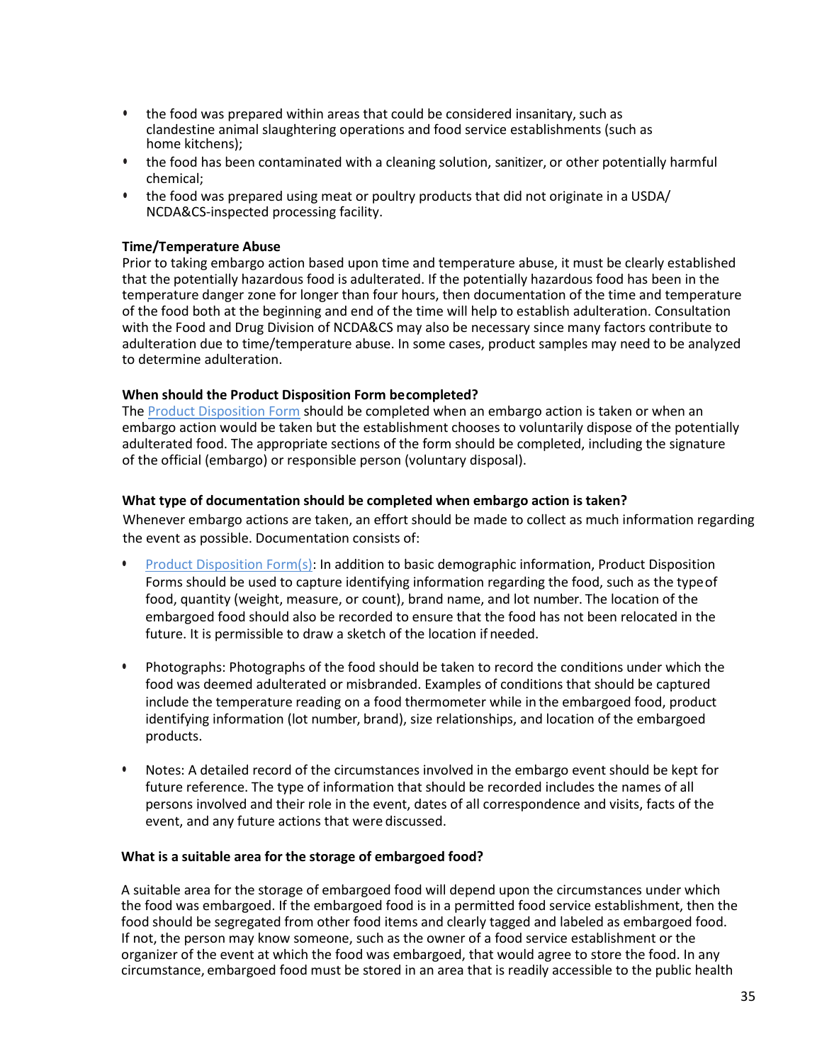- the food was prepared within areas that could be considered insanitary, such as clandestine animal slaughtering operations and food service establishments (such as home kitchens);
- the food has been contaminated with a cleaning solution, sanitizer, or other potentially harmful chemical;
- the food was prepared using meat or poultry products that did not originate in a USDA/ NCDA&CS-inspected processing facility.

**Time/Temperature Abuse**

Prior to taking embargo action based upon time and temperature abuse, it must be clearly established that the potentially hazardous food is adulterated. If the potentially hazardous food has been in the temperature danger zone for longer than four hours, then documentation of the time and temperature of the food both at the beginning and end of the time will help to establish adulteration. Consultation with the Food and Drug Division of NCDA&CS may also be necessary since many factors contribute to adulteration due to time/temperature abuse. In some cases, product samples may need to be analyzed to determine adulteration.

**When should the Product Disposition Form be completed?**

The Product Disposition Form should be completed when an embargo action is taken or when an embargo action would be taken but the establishment chooses to voluntarily dispose of the potentially adulterated food. The appropriate sections of the form should be completed, including the signature of the official (embargo) or responsible person (voluntary disposal).

**What type of documentation should be completed when embargo action is taken?**

Whenever embargo actions are taken, an effort should be made to collect as much information regarding the event as possible. Documentation consists of:

- Product Disposition Form(s): In addition to basic demographic information, Product Disposition Forms should be used to capture identifying information regarding the food, such as the type of food, quantity (weight, measure, or count), brand name, and lot number. The location of the embargoed food should also be recorded to ensure that the food has not been relocated in the future. It is permissible to draw a sketch of the location if needed.

- Photographs: Photographs of the food should be taken to record the conditions under which the food was deemed adulterated or misbranded. Examples of conditions that should be captured include the temperature reading on a food thermometer while in the embargoed food, product identifying information (lot number, brand), size relationships, and location of the embargoed products.

- Notes: A detailed record of the circumstances involved in the embargo event should be kept for future reference. The type of information that should be recorded includes the names of all persons involved and their role in the event, dates of all correspondence and visits, facts of the event, and any future actions that were discussed.

**What is a suitable area for the storage of embargoed food?**

A suitable area for the storage of embargoed food will depend upon the circumstances under which the food was embargoed. If the embargoed food is in a permitted food service establishment, then the food should be segregated from other food items and clearly tagged and labeled as embargoed food. If not, the person may know someone, such as the owner of a food service establishment or the organizer of the event at which the food was embargoed, that would agree to store the food. In any circumstance, embargoed food must be stored in an area that is readily accessible to the public health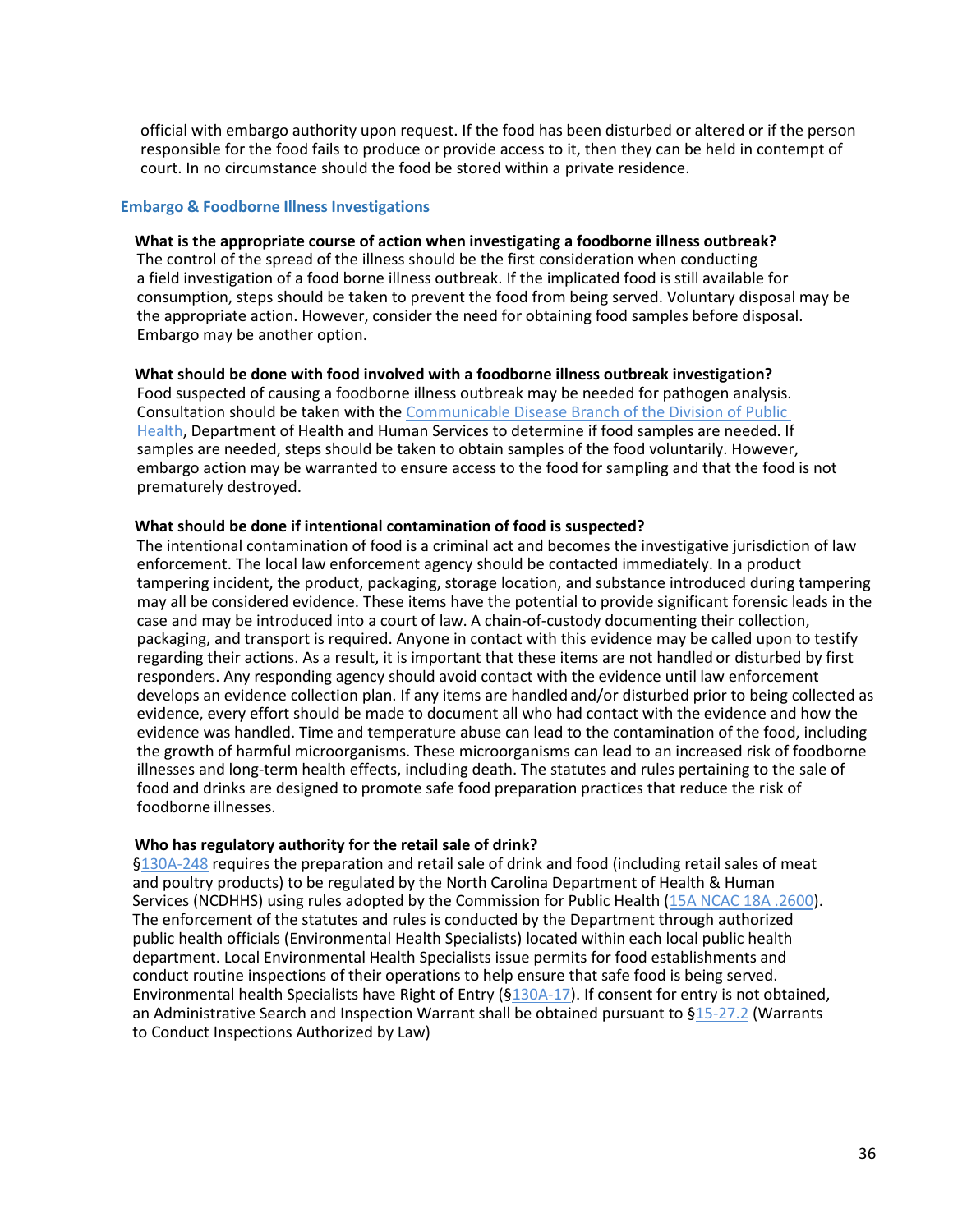official with embargo authority upon request. If the food has been disturbed or altered or if the person responsible for the food fails to produce or provide access to it, then they can be held in contempt of court. In no circumstance should the food be stored within a private residence.

## Embargo & Foodborne Illness Investigations

**What is the appropriate course of action when investigating a foodborne illness outbreak?**

The control of the spread of the illness should be the first consideration when conducting a field investigation of a food borne illness outbreak. If the implicated food is still available for consumption, steps should be taken to prevent the food from being served. Voluntary disposal may be the appropriate action. However, consider the need for obtaining food samples before disposal. Embargo may be another option.

**What should be done with food involved with a foodborne illness outbreak investigation?**

Food suspected of causing a foodborne illness outbreak may be needed for pathogen analysis. Consultation should be taken with the Communicable Disease Branch of the Division of Public Health, Department of Health and Human Services to determine if food samples are needed. If samples are needed, steps should be taken to obtain samples of the food voluntarily. However, embargo action may be warranted to ensure access to the food for sampling and that the food is not prematurely destroyed.

**What should be done if intentional contamination of food is suspected?**

The intentional contamination of food is a criminal act and becomes the investigative jurisdiction of law enforcement. The local law enforcement agency should be contacted immediately. In a product tampering incident, the product, packaging, storage location, and substance introduced during tampering may all be considered evidence. These items have the potential to provide significant forensic leads in the case and may be introduced into a court of law. A chain-of-custody documenting their collection, packaging, and transport is required. Anyone in contact with this evidence may be called upon to testify regarding their actions. As a result, it is important that these items are not handled or disturbed by first responders. Any responding agency should avoid contact with the evidence until law enforcement develops an evidence collection plan. If any items are handled and/or disturbed prior to being collected as evidence, every effort should be made to document all who had contact with the evidence and how the evidence was handled. Time and temperature abuse can lead to the contamination of the food, including the growth of harmful microorganisms. These microorganisms can lead to an increased risk of foodborne illnesses and long-term health effects, including death. The statutes and rules pertaining to the sale of food and drinks are designed to promote safe food preparation practices that reduce the risk of foodborne illnesses.

**Who has regulatory authority for the retail sale of drink?**

§130A-248 requires the preparation and retail sale of drink and food (including retail sales of meat and poultry products) to be regulated by the North Carolina Department of Health & Human Services (NCDHHS) using rules adopted by the Commission for Public Health (15A NCAC 18A .2600). The enforcement of the statutes and rules is conducted by the Department through authorized public health officials (Environmental Health Specialists) located within each local public health department. Local Environmental Health Specialists issue permits for food establishments and conduct routine inspections of their operations to help ensure that safe food is being served. Environmental health Specialists have Right of Entry (§130A-17). If consent for entry is not obtained, an Administrative Search and Inspection Warrant shall be obtained pursuant to §15-27.2 (Warrants to Conduct Inspections Authorized by Law)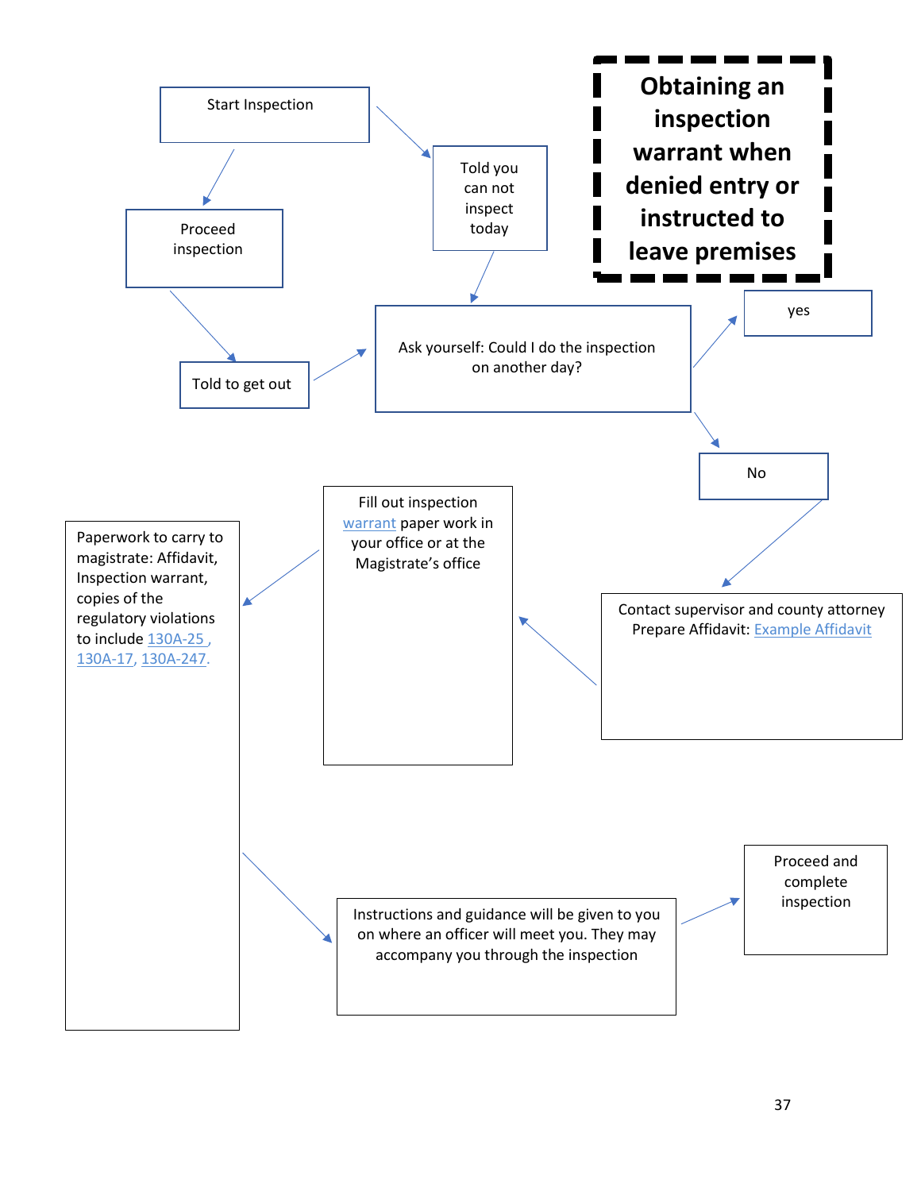# Obtaining an inspection warrant when denied entry or instructed to leave premises

Start Inspection

Proceed inspection

Told you can not inspect today

Told to get out

Ask yourself: Could I do the inspection on another day?

yes

No

Contact supervisor and county attorney Prepare Affidavit: Example Affidavit

Fill out inspection warrant paper work in your office or at the Magistrate's office

Paperwork to carry to magistrate: Affidavit, Inspection warrant, copies of the regulatory violations to include 130A-25 , 130A-17, 130A-247.

Instructions and guidance will be given to you on where an officer will meet you. They may accompany you through the inspection

Proceed and complete inspection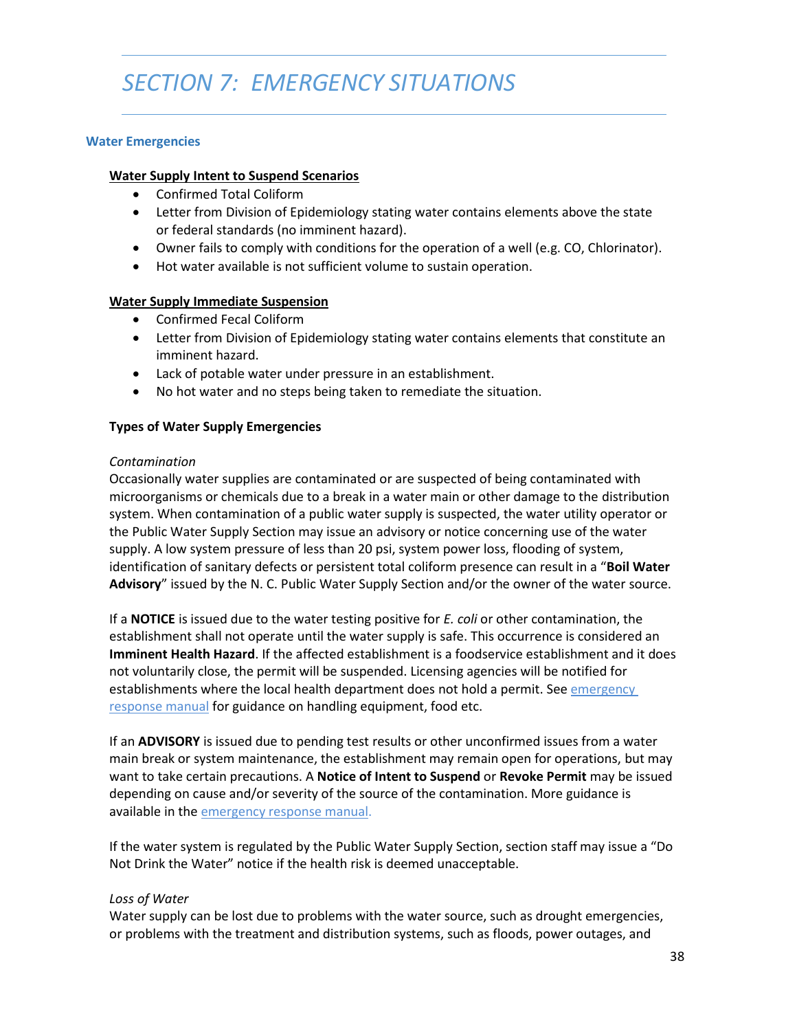# SECTION 7: EMERGENCY SITUATIONS

## Water Emergencies

**Water Supply Intent to Suspend Scenarios**

- Confirmed Total Coliform
- Letter from Division of Epidemiology stating water contains elements above the state or federal standards (no imminent hazard).
- Owner fails to comply with conditions for the operation of a well (e.g. CO, Chlorinator).
- Hot water available is not sufficient volume to sustain operation.

**Water Supply Immediate Suspension**

- Confirmed Fecal Coliform
- Letter from Division of Epidemiology stating water contains elements that constitute an imminent hazard.
- Lack of potable water under pressure in an establishment.
- No hot water and no steps being taken to remediate the situation.

### Types of Water Supply Emergencies

*Contamination*

Occasionally water supplies are contaminated or are suspected of being contaminated with microorganisms or chemicals due to a break in a water main or other damage to the distribution system. When contamination of a public water supply is suspected, the water utility operator or the Public Water Supply Section may issue an advisory or notice concerning use of the water supply. A low system pressure of less than 20 psi, system power loss, flooding of system, identification of sanitary defects or persistent total coliform presence can result in a "**Boil Water Advisory**" issued by the N. C. Public Water Supply Section and/or the owner of the water source.

If a **NOTICE** is issued due to the water testing positive for *E. coli* or other contamination, the establishment shall not operate until the water supply is safe. This occurrence is considered an **Imminent Health Hazard**. If the affected establishment is a foodservice establishment and it does not voluntarily close, the permit will be suspended. Licensing agencies will be notified for establishments where the local health department does not hold a permit. See emergency response manual for guidance on handling equipment, food etc.

If an **ADVISORY** is issued due to pending test results or other unconfirmed issues from a water main break or system maintenance, the establishment may remain open for operations, but may want to take certain precautions. A **Notice of Intent to Suspend** or **Revoke Permit** may be issued depending on cause and/or severity of the source of the contamination. More guidance is available in the emergency response manual.

If the water system is regulated by the Public Water Supply Section, section staff may issue a "Do Not Drink the Water" notice if the health risk is deemed unacceptable.

*Loss of Water*

Water supply can be lost due to problems with the water source, such as drought emergencies, or problems with the treatment and distribution systems, such as floods, power outages, and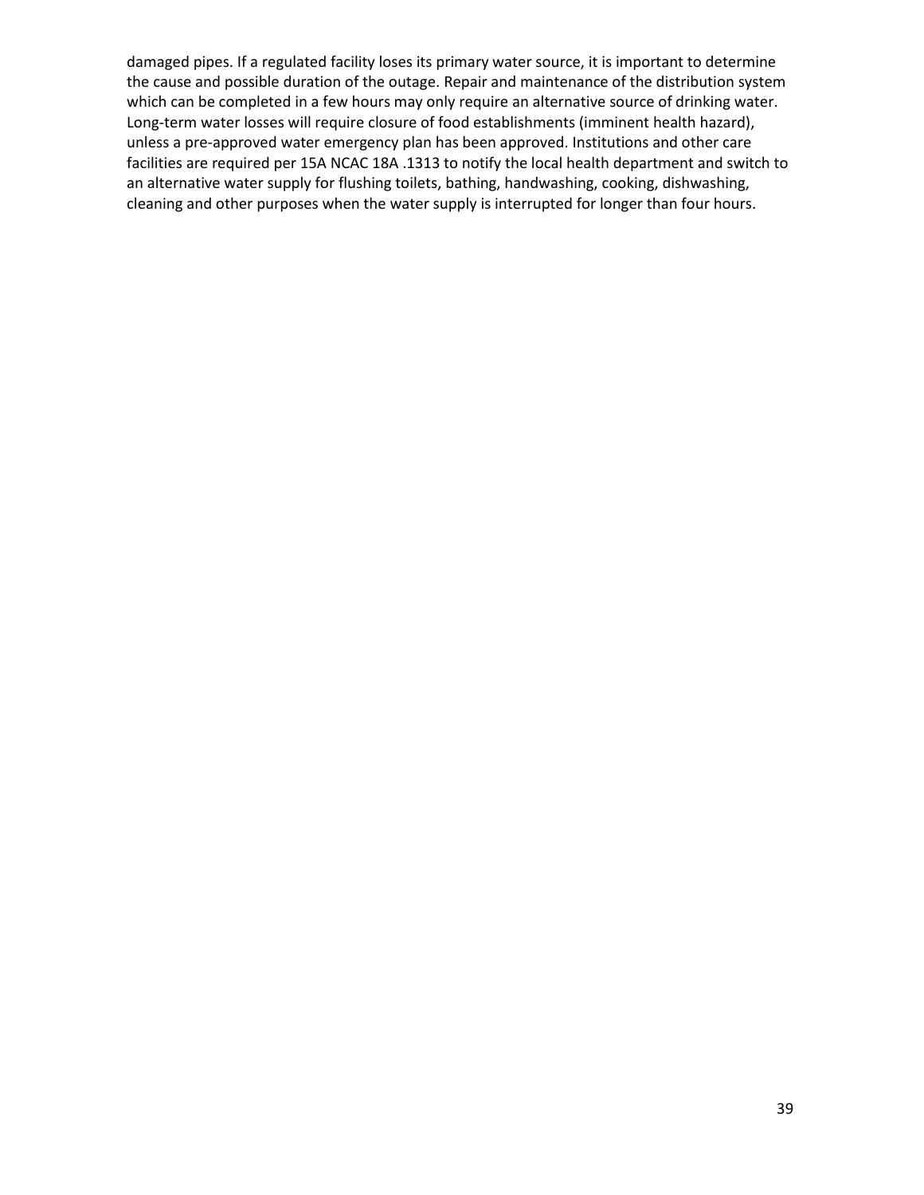damaged pipes. If a regulated facility loses its primary water source, it is important to determine the cause and possible duration of the outage. Repair and maintenance of the distribution system which can be completed in a few hours may only require an alternative source of drinking water. Long-term water losses will require closure of food establishments (imminent health hazard), unless a pre-approved water emergency plan has been approved. Institutions and other care facilities are required per 15A NCAC 18A .1313 to notify the local health department and switch to an alternative water supply for flushing toilets, bathing, handwashing, cooking, dishwashing, cleaning and other purposes when the water supply is interrupted for longer than four hours.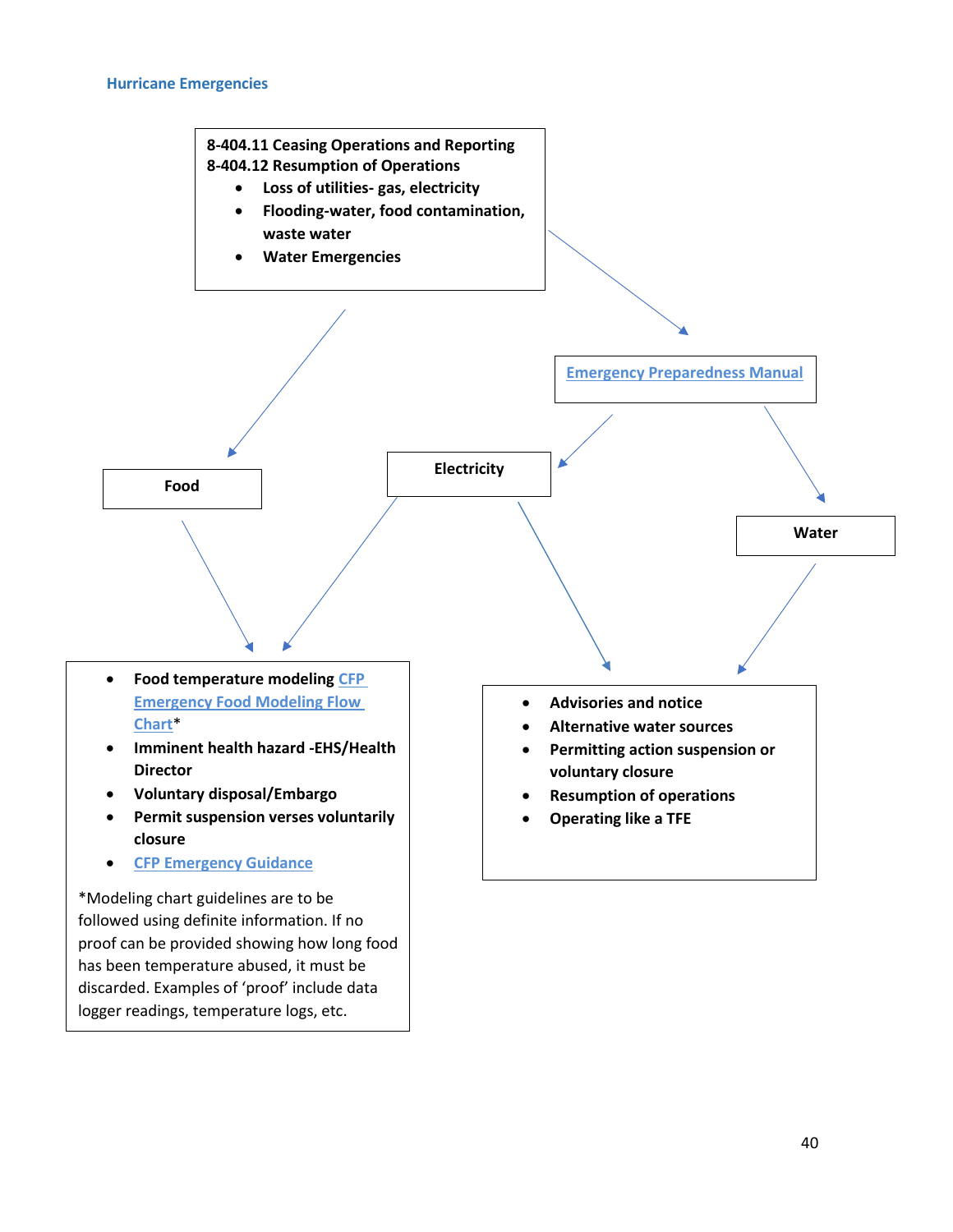### Hurricane Emergencies

**8-404.11 Ceasing Operations and Reporting**
**8-404.12 Resumption of Operations**

- **Loss of utilities- gas, electricity**
- **Flooding-water, food contamination, waste water**
- **Water Emergencies**

**Emergency Preparedness Manual**

**Food**

**Electricity**

**Water**

- **Food temperature modeling CFP Emergency Food Modeling Flow Chart***
- **Imminent health hazard -EHS/Health Director**
- **Voluntary disposal/Embargo**
- **Permit suspension verses voluntarily closure**
- **CFP Emergency Guidance**

*Modeling chart guidelines are to be followed using definite information. If no proof can be provided showing how long food has been temperature abused, it must be discarded. Examples of 'proof' include data logger readings, temperature logs, etc.

- **Advisories and notice**
- **Alternative water sources**
- **Permitting action suspension or voluntary closure**
- **Resumption of operations**
- **Operating like a TFE**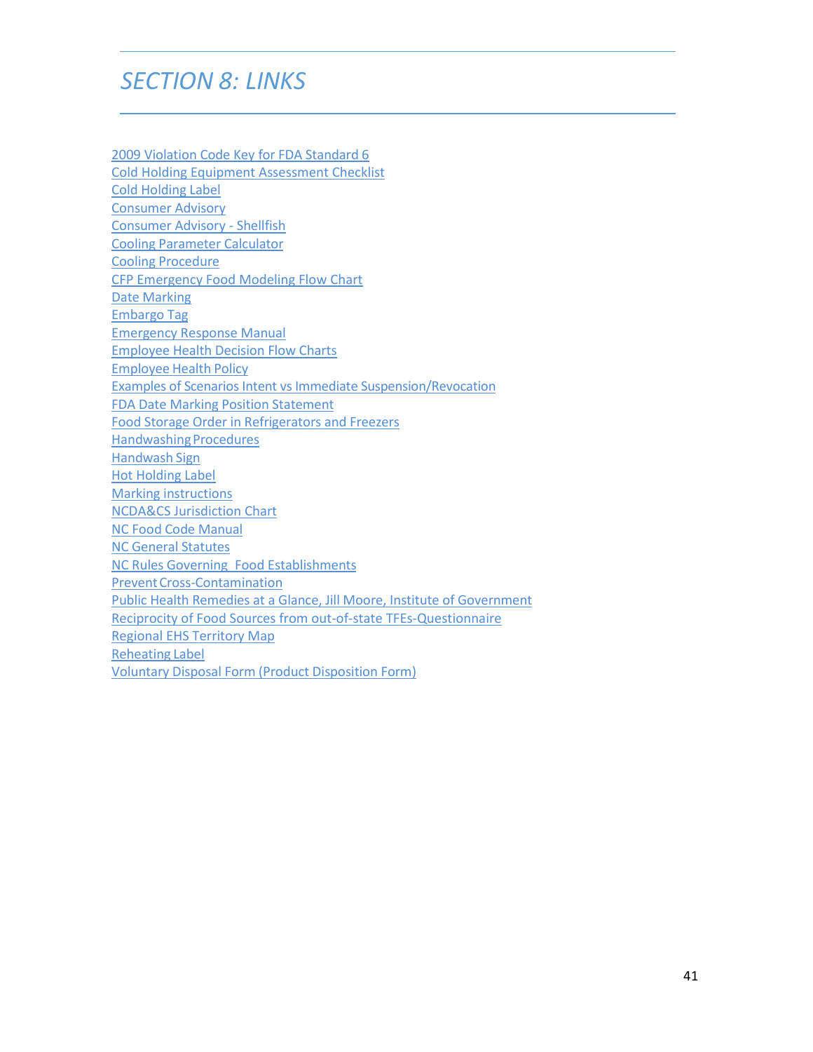# SECTION 8: LINKS

2009 Violation Code Key for FDA Standard 6
Cold Holding Equipment Assessment Checklist
Cold Holding Label
Consumer Advisory
Consumer Advisory - Shellfish
Cooling Parameter Calculator
Cooling Procedure
CFP Emergency Food Modeling Flow Chart
Date Marking
Embargo Tag
Emergency Response Manual
Employee Health Decision Flow Charts
Employee Health Policy
Examples of Scenarios Intent vs Immediate Suspension/Revocation
FDA Date Marking Position Statement
Food Storage Order in Refrigerators and Freezers
Handwashing Procedures
Handwash Sign
Hot Holding Label
Marking instructions
NCDA&CS Jurisdiction Chart
NC Food Code Manual
NC General Statutes
NC Rules Governing Food Establishments
Prevent Cross-Contamination
Public Health Remedies at a Glance, Jill Moore, Institute of Government
Reciprocity of Food Sources from out-of-state TFEs-Questionnaire
Regional EHS Territory Map
Reheating Label
Voluntary Disposal Form (Product Disposition Form)